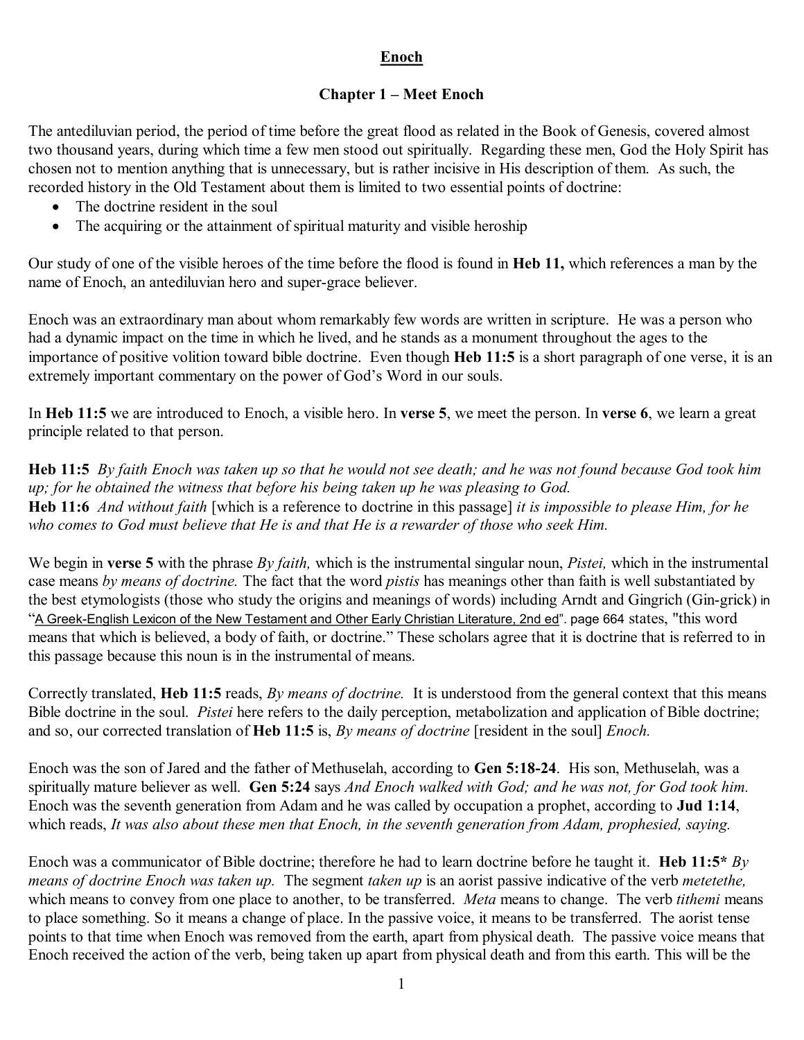# Enoch

## Chapter 1 – Meet Enoch

The antediluvian period, the period of time before the great flood as related in the Book of Genesis, covered almost two thousand years, during which time a few men stood out spiritually. Regarding these men, God the Holy Spirit has chosen not to mention anything that is unnecessary, but is rather incisive in His description of them. As such, the recorded history in the Old Testament about them is limited to two essential points of doctrine:

- The doctrine resident in the soul
- The acquiring or the attainment of spiritual maturity and visible heroship

Our study of one of the visible heroes of the time before the flood is found in **Heb 11,** which references a man by the name of Enoch, an antediluvian hero and super-grace believer.

Enoch was an extraordinary man about whom remarkably few words are written in scripture. He was a person who had a dynamic impact on the time in which he lived, and he stands as a monument throughout the ages to the importance of positive volition toward bible doctrine. Even though **Heb 11:5** is a short paragraph of one verse, it is an extremely important commentary on the power of God's Word in our souls.

In **Heb 11:5** we are introduced to Enoch, a visible hero. In **verse 5**, we meet the person. In **verse 6**, we learn a great principle related to that person.

**Heb 11:5** *By faith Enoch was taken up so that he would not see death; and he was not found because God took him up; for he obtained the witness that before his being taken up he was pleasing to God.*
**Heb 11:6** *And without faith* [which is a reference to doctrine in this passage] *it is impossible to please Him, for he who comes to God must believe that He is and that He is a rewarder of those who seek Him.*

We begin in **verse 5** with the phrase *By faith,* which is the instrumental singular noun, *Pistei,* which in the instrumental case means *by means of doctrine.* The fact that the word *pistis* has meanings other than faith is well substantiated by the best etymologists (those who study the origins and meanings of words) including Arndt and Gingrich (Gin-grick) in "A Greek-English Lexicon of the New Testament and Other Early Christian Literature, 2nd ed". page 664 states, "this word means that which is believed, a body of faith, or doctrine." These scholars agree that it is doctrine that is referred to in this passage because this noun is in the instrumental of means.

Correctly translated, **Heb 11:5** reads, *By means of doctrine.* It is understood from the general context that this means Bible doctrine in the soul. *Pistei* here refers to the daily perception, metabolization and application of Bible doctrine; and so, our corrected translation of **Heb 11:5** is, *By means of doctrine* [resident in the soul] *Enoch.*

Enoch was the son of Jared and the father of Methuselah, according to **Gen 5:18-24**. His son, Methuselah, was a spiritually mature believer as well. **Gen 5:24** says *And Enoch walked with God; and he was not, for God took him.* Enoch was the seventh generation from Adam and he was called by occupation a prophet, according to **Jud 1:14**, which reads, *It was also about these men that Enoch, in the seventh generation from Adam, prophesied, saying.*

Enoch was a communicator of Bible doctrine; therefore he had to learn doctrine before he taught it. **Heb 11:5*** *By means of doctrine Enoch was taken up.* The segment *taken up* is an aorist passive indicative of the verb *metetethe,* which means to convey from one place to another, to be transferred. *Meta* means to change. The verb *tithemi* means to place something. So it means a change of place. In the passive voice, it means to be transferred. The aorist tense points to that time when Enoch was removed from the earth, apart from physical death. The passive voice means that Enoch received the action of the verb, being taken up apart from physical death and from this earth. This will be the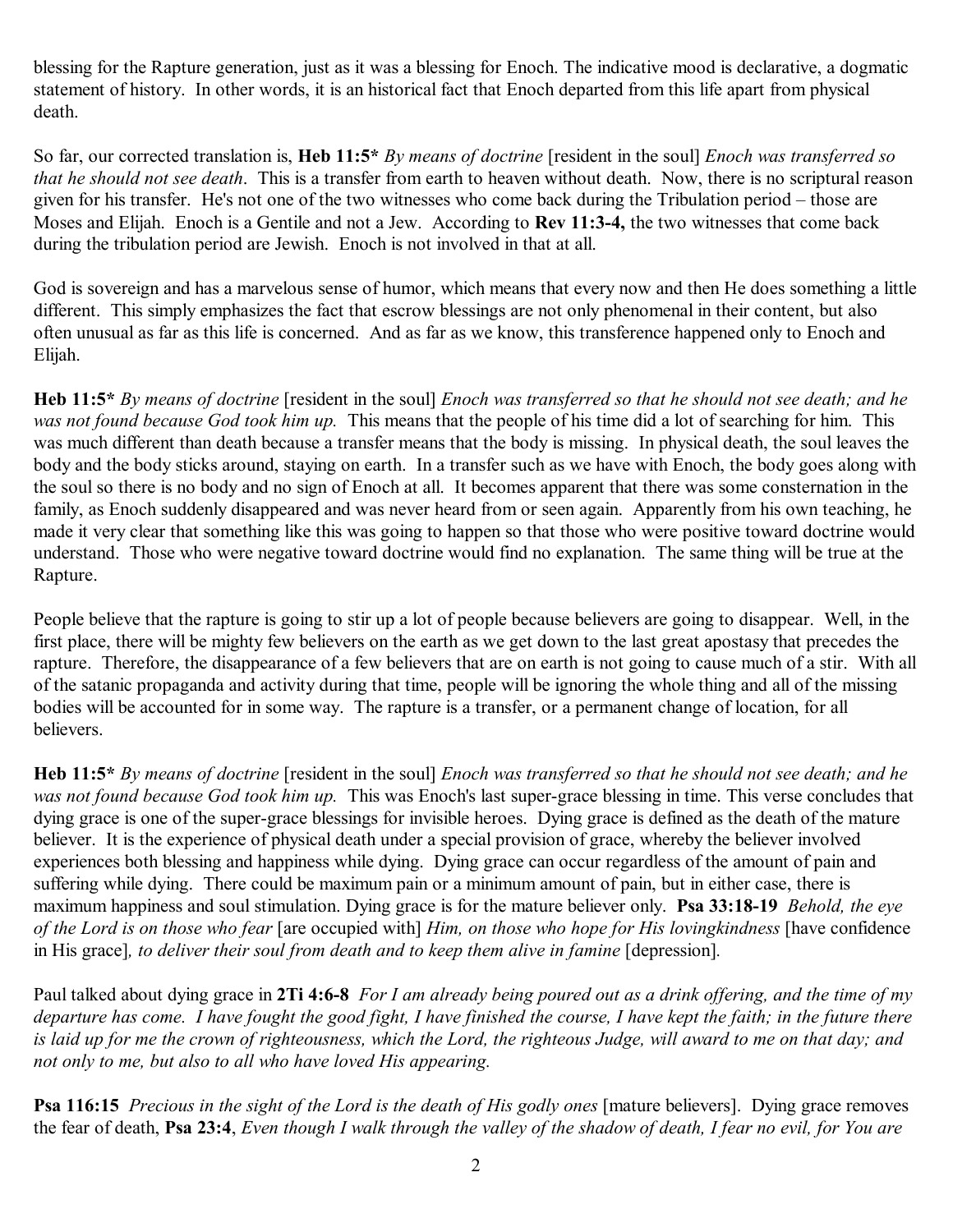blessing for the Rapture generation, just as it was a blessing for Enoch. The indicative mood is declarative, a dogmatic statement of history. In other words, it is an historical fact that Enoch departed from this life apart from physical death.

So far, our corrected translation is, **Heb 11:5*** *By means of doctrine* [resident in the soul] *Enoch was transferred so that he should not see death*. This is a transfer from earth to heaven without death. Now, there is no scriptural reason given for his transfer. He's not one of the two witnesses who come back during the Tribulation period – those are Moses and Elijah. Enoch is a Gentile and not a Jew. According to **Rev 11:3-4,** the two witnesses that come back during the tribulation period are Jewish. Enoch is not involved in that at all.

God is sovereign and has a marvelous sense of humor, which means that every now and then He does something a little different. This simply emphasizes the fact that escrow blessings are not only phenomenal in their content, but also often unusual as far as this life is concerned. And as far as we know, this transference happened only to Enoch and Elijah.

**Heb 11:5*** *By means of doctrine* [resident in the soul] *Enoch was transferred so that he should not see death; and he was not found because God took him up.* This means that the people of his time did a lot of searching for him. This was much different than death because a transfer means that the body is missing. In physical death, the soul leaves the body and the body sticks around, staying on earth. In a transfer such as we have with Enoch, the body goes along with the soul so there is no body and no sign of Enoch at all. It becomes apparent that there was some consternation in the family, as Enoch suddenly disappeared and was never heard from or seen again. Apparently from his own teaching, he made it very clear that something like this was going to happen so that those who were positive toward doctrine would understand. Those who were negative toward doctrine would find no explanation. The same thing will be true at the Rapture.

People believe that the rapture is going to stir up a lot of people because believers are going to disappear. Well, in the first place, there will be mighty few believers on the earth as we get down to the last great apostasy that precedes the rapture. Therefore, the disappearance of a few believers that are on earth is not going to cause much of a stir. With all of the satanic propaganda and activity during that time, people will be ignoring the whole thing and all of the missing bodies will be accounted for in some way. The rapture is a transfer, or a permanent change of location, for all believers.

**Heb 11:5*** *By means of doctrine* [resident in the soul] *Enoch was transferred so that he should not see death; and he was not found because God took him up.* This was Enoch's last super-grace blessing in time. This verse concludes that dying grace is one of the super-grace blessings for invisible heroes. Dying grace is defined as the death of the mature believer. It is the experience of physical death under a special provision of grace, whereby the believer involved experiences both blessing and happiness while dying. Dying grace can occur regardless of the amount of pain and suffering while dying. There could be maximum pain or a minimum amount of pain, but in either case, there is maximum happiness and soul stimulation. Dying grace is for the mature believer only. **Psa 33:18-19** *Behold, the eye of the Lord is on those who fear* [are occupied with] *Him, on those who hope for His lovingkindness* [have confidence in His grace]*, to deliver their soul from death and to keep them alive in famine* [depression].

Paul talked about dying grace in **2Ti 4:6-8** *For I am already being poured out as a drink offering, and the time of my departure has come. I have fought the good fight, I have finished the course, I have kept the faith; in the future there is laid up for me the crown of righteousness, which the Lord, the righteous Judge, will award to me on that day; and not only to me, but also to all who have loved His appearing.*

**Psa 116:15** *Precious in the sight of the Lord is the death of His godly ones* [mature believers]. Dying grace removes the fear of death, **Psa 23:4**, *Even though I walk through the valley of the shadow of death, I fear no evil, for You are*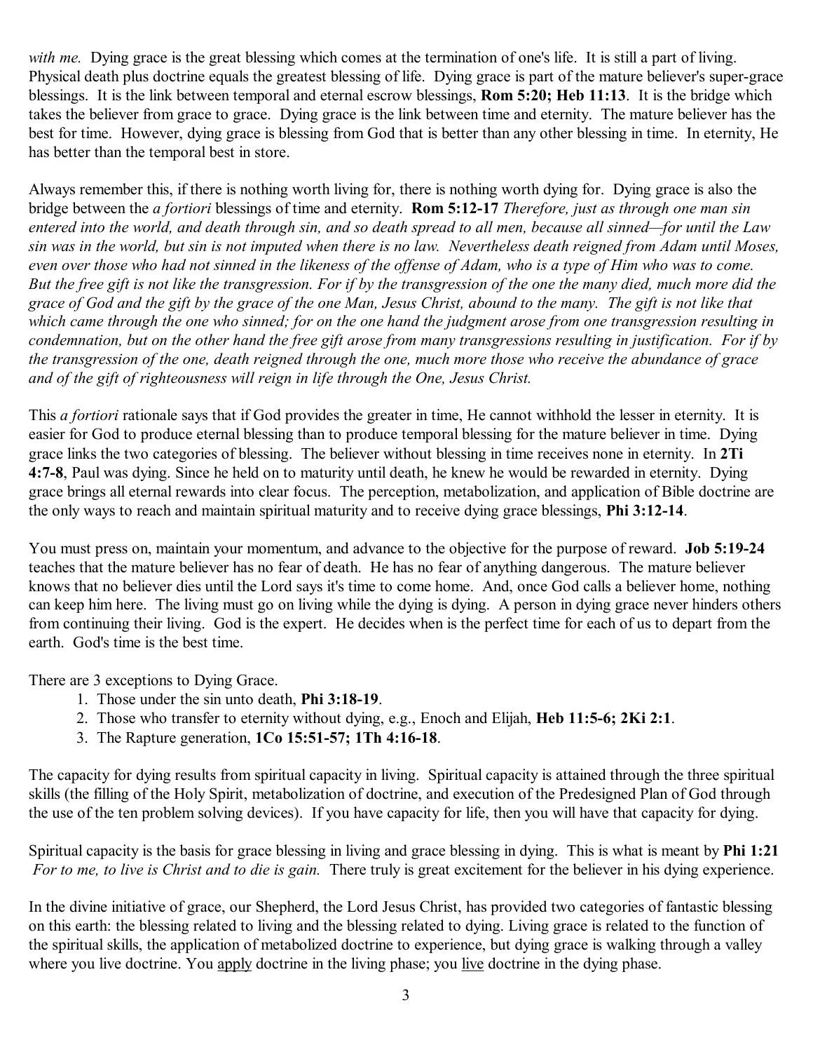*with me.* Dying grace is the great blessing which comes at the termination of one's life. It is still a part of living. Physical death plus doctrine equals the greatest blessing of life. Dying grace is part of the mature believer's super-grace blessings. It is the link between temporal and eternal escrow blessings, **Rom 5:20; Heb 11:13**. It is the bridge which takes the believer from grace to grace. Dying grace is the link between time and eternity. The mature believer has the best for time. However, dying grace is blessing from God that is better than any other blessing in time. In eternity, He has better than the temporal best in store.

Always remember this, if there is nothing worth living for, there is nothing worth dying for. Dying grace is also the bridge between the *a fortiori* blessings of time and eternity. **Rom 5:12-17** *Therefore, just as through one man sin entered into the world, and death through sin, and so death spread to all men, because all sinned—for until the Law sin was in the world, but sin is not imputed when there is no law. Nevertheless death reigned from Adam until Moses, even over those who had not sinned in the likeness of the offense of Adam, who is a type of Him who was to come. But the free gift is not like the transgression. For if by the transgression of the one the many died, much more did the grace of God and the gift by the grace of the one Man, Jesus Christ, abound to the many. The gift is not like that which came through the one who sinned; for on the one hand the judgment arose from one transgression resulting in condemnation, but on the other hand the free gift arose from many transgressions resulting in justification. For if by the transgression of the one, death reigned through the one, much more those who receive the abundance of grace and of the gift of righteousness will reign in life through the One, Jesus Christ.*

This *a fortiori* rationale says that if God provides the greater in time, He cannot withhold the lesser in eternity. It is easier for God to produce eternal blessing than to produce temporal blessing for the mature believer in time. Dying grace links the two categories of blessing. The believer without blessing in time receives none in eternity. In **2Ti 4:7-8**, Paul was dying. Since he held on to maturity until death, he knew he would be rewarded in eternity. Dying grace brings all eternal rewards into clear focus. The perception, metabolization, and application of Bible doctrine are the only ways to reach and maintain spiritual maturity and to receive dying grace blessings, **Phi 3:12-14**.

You must press on, maintain your momentum, and advance to the objective for the purpose of reward. **Job 5:19-24** teaches that the mature believer has no fear of death. He has no fear of anything dangerous. The mature believer knows that no believer dies until the Lord says it's time to come home. And, once God calls a believer home, nothing can keep him here. The living must go on living while the dying is dying. A person in dying grace never hinders others from continuing their living. God is the expert. He decides when is the perfect time for each of us to depart from the earth. God's time is the best time.

There are 3 exceptions to Dying Grace.

1. Those under the sin unto death, **Phi 3:18-19**.
2. Those who transfer to eternity without dying, e.g., Enoch and Elijah, **Heb 11:5-6; 2Ki 2:1**.
3. The Rapture generation, **1Co 15:51-57; 1Th 4:16-18**.

The capacity for dying results from spiritual capacity in living. Spiritual capacity is attained through the three spiritual skills (the filling of the Holy Spirit, metabolization of doctrine, and execution of the Predesigned Plan of God through the use of the ten problem solving devices). If you have capacity for life, then you will have that capacity for dying.

Spiritual capacity is the basis for grace blessing in living and grace blessing in dying. This is what is meant by **Phi 1:21** *For to me, to live is Christ and to die is gain.* There truly is great excitement for the believer in his dying experience.

In the divine initiative of grace, our Shepherd, the Lord Jesus Christ, has provided two categories of fantastic blessing on this earth: the blessing related to living and the blessing related to dying. Living grace is related to the function of the spiritual skills, the application of metabolized doctrine to experience, but dying grace is walking through a valley where you live doctrine. You apply doctrine in the living phase; you live doctrine in the dying phase.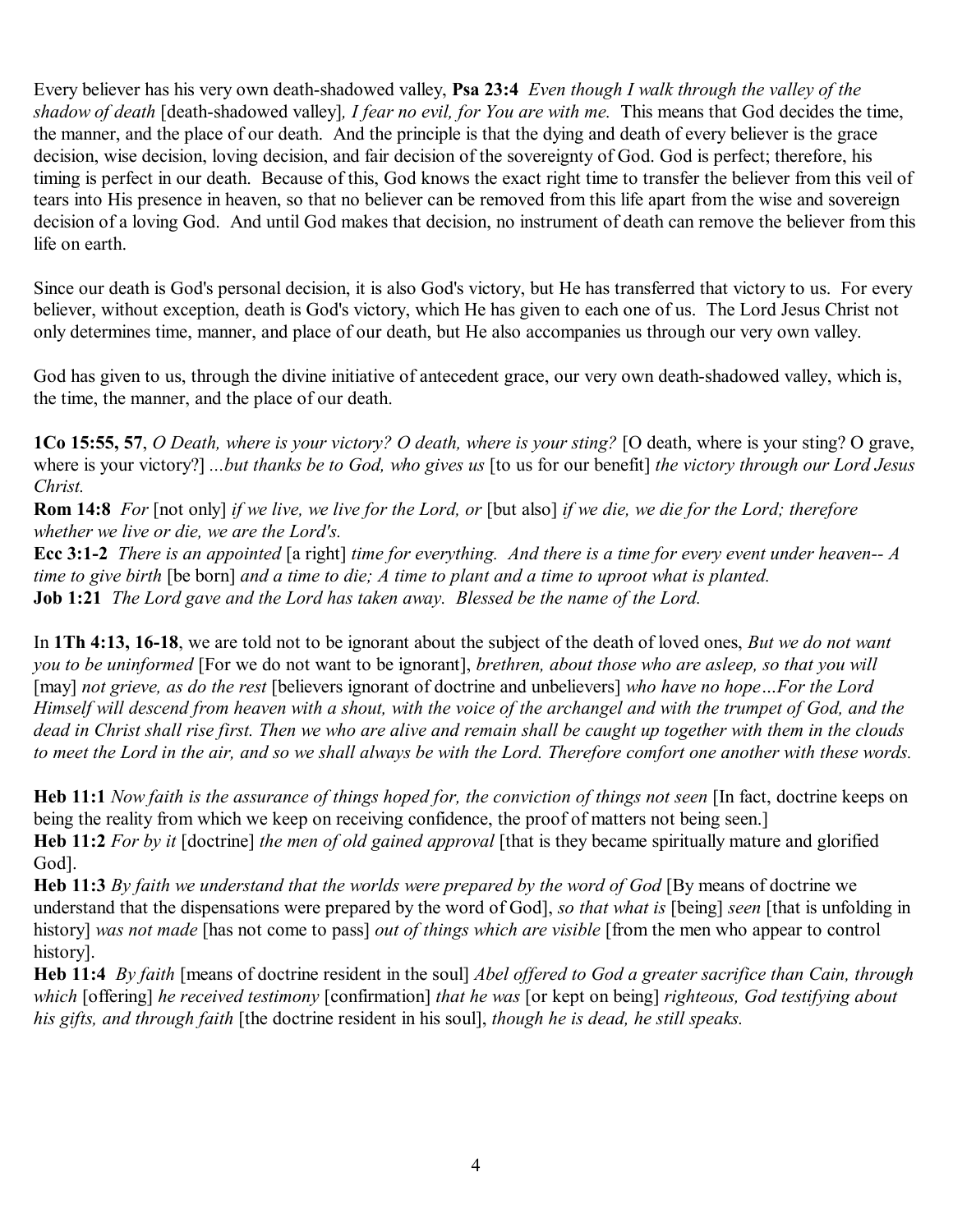Every believer has his very own death-shadowed valley, **Psa 23:4** *Even though I walk through the valley of the shadow of death* [death-shadowed valley]*, I fear no evil, for You are with me.* This means that God decides the time, the manner, and the place of our death. And the principle is that the dying and death of every believer is the grace decision, wise decision, loving decision, and fair decision of the sovereignty of God. God is perfect; therefore, his timing is perfect in our death. Because of this, God knows the exact right time to transfer the believer from this veil of tears into His presence in heaven, so that no believer can be removed from this life apart from the wise and sovereign decision of a loving God. And until God makes that decision, no instrument of death can remove the believer from this life on earth.

Since our death is God's personal decision, it is also God's victory, but He has transferred that victory to us. For every believer, without exception, death is God's victory, which He has given to each one of us. The Lord Jesus Christ not only determines time, manner, and place of our death, but He also accompanies us through our very own valley.

God has given to us, through the divine initiative of antecedent grace, our very own death-shadowed valley, which is, the time, the manner, and the place of our death.

**1Co 15:55, 57**, *O Death, where is your victory? O death, where is your sting?* [O death, where is your sting? O grave, where is your victory?] *...but thanks be to God, who gives us* [to us for our benefit] *the victory through our Lord Jesus Christ.*
**Rom 14:8** *For* [not only] *if we live, we live for the Lord, or* [but also] *if we die, we die for the Lord; therefore whether we live or die, we are the Lord's.*
**Ecc 3:1-2** *There is an appointed* [a right] *time for everything. And there is a time for every event under heaven-- A time to give birth* [be born] *and a time to die; A time to plant and a time to uproot what is planted.*
**Job 1:21** *The Lord gave and the Lord has taken away. Blessed be the name of the Lord.*

In **1Th 4:13, 16-18**, we are told not to be ignorant about the subject of the death of loved ones, *But we do not want you to be uninformed* [For we do not want to be ignorant], *brethren, about those who are asleep, so that you will* [may] *not grieve, as do the rest* [believers ignorant of doctrine and unbelievers] *who have no hope…For the Lord Himself will descend from heaven with a shout, with the voice of the archangel and with the trumpet of God, and the dead in Christ shall rise first. Then we who are alive and remain shall be caught up together with them in the clouds to meet the Lord in the air, and so we shall always be with the Lord. Therefore comfort one another with these words.*

**Heb 11:1** *Now faith is the assurance of things hoped for, the conviction of things not seen* [In fact, doctrine keeps on being the reality from which we keep on receiving confidence, the proof of matters not being seen.]
**Heb 11:2** *For by it* [doctrine] *the men of old gained approval* [that is they became spiritually mature and glorified God].
**Heb 11:3** *By faith we understand that the worlds were prepared by the word of God* [By means of doctrine we understand that the dispensations were prepared by the word of God], *so that what is* [being] *seen* [that is unfolding in history] *was not made* [has not come to pass] *out of things which are visible* [from the men who appear to control history].
**Heb 11:4** *By faith* [means of doctrine resident in the soul] *Abel offered to God a greater sacrifice than Cain, through which* [offering] *he received testimony* [confirmation] *that he was* [or kept on being] *righteous, God testifying about his gifts, and through faith* [the doctrine resident in his soul], *though he is dead, he still speaks.*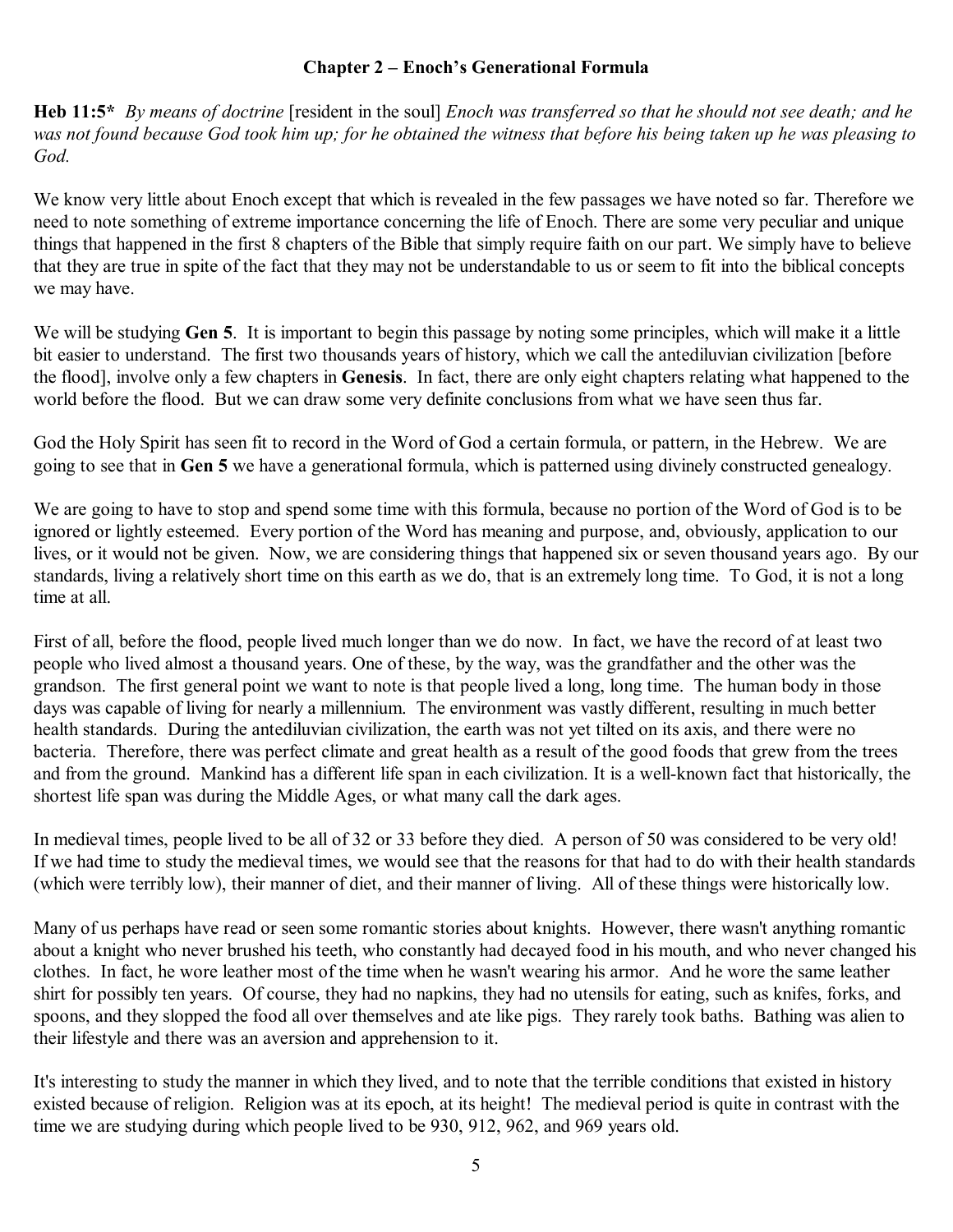### Chapter 2 – Enoch's Generational Formula

**Heb 11:5*** *By means of doctrine* [resident in the soul] *Enoch was transferred so that he should not see death; and he was not found because God took him up; for he obtained the witness that before his being taken up he was pleasing to God.*

We know very little about Enoch except that which is revealed in the few passages we have noted so far. Therefore we need to note something of extreme importance concerning the life of Enoch. There are some very peculiar and unique things that happened in the first 8 chapters of the Bible that simply require faith on our part. We simply have to believe that they are true in spite of the fact that they may not be understandable to us or seem to fit into the biblical concepts we may have.

We will be studying **Gen 5**. It is important to begin this passage by noting some principles, which will make it a little bit easier to understand. The first two thousands years of history, which we call the antediluvian civilization [before the flood], involve only a few chapters in **Genesis**. In fact, there are only eight chapters relating what happened to the world before the flood. But we can draw some very definite conclusions from what we have seen thus far.

God the Holy Spirit has seen fit to record in the Word of God a certain formula, or pattern, in the Hebrew. We are going to see that in **Gen 5** we have a generational formula, which is patterned using divinely constructed genealogy.

We are going to have to stop and spend some time with this formula, because no portion of the Word of God is to be ignored or lightly esteemed. Every portion of the Word has meaning and purpose, and, obviously, application to our lives, or it would not be given. Now, we are considering things that happened six or seven thousand years ago. By our standards, living a relatively short time on this earth as we do, that is an extremely long time. To God, it is not a long time at all.

First of all, before the flood, people lived much longer than we do now. In fact, we have the record of at least two people who lived almost a thousand years. One of these, by the way, was the grandfather and the other was the grandson. The first general point we want to note is that people lived a long, long time. The human body in those days was capable of living for nearly a millennium. The environment was vastly different, resulting in much better health standards. During the antediluvian civilization, the earth was not yet tilted on its axis, and there were no bacteria. Therefore, there was perfect climate and great health as a result of the good foods that grew from the trees and from the ground. Mankind has a different life span in each civilization. It is a well-known fact that historically, the shortest life span was during the Middle Ages, or what many call the dark ages.

In medieval times, people lived to be all of 32 or 33 before they died. A person of 50 was considered to be very old! If we had time to study the medieval times, we would see that the reasons for that had to do with their health standards (which were terribly low), their manner of diet, and their manner of living. All of these things were historically low.

Many of us perhaps have read or seen some romantic stories about knights. However, there wasn't anything romantic about a knight who never brushed his teeth, who constantly had decayed food in his mouth, and who never changed his clothes. In fact, he wore leather most of the time when he wasn't wearing his armor. And he wore the same leather shirt for possibly ten years. Of course, they had no napkins, they had no utensils for eating, such as knifes, forks, and spoons, and they slopped the food all over themselves and ate like pigs. They rarely took baths. Bathing was alien to their lifestyle and there was an aversion and apprehension to it.

It's interesting to study the manner in which they lived, and to note that the terrible conditions that existed in history existed because of religion. Religion was at its epoch, at its height! The medieval period is quite in contrast with the time we are studying during which people lived to be 930, 912, 962, and 969 years old.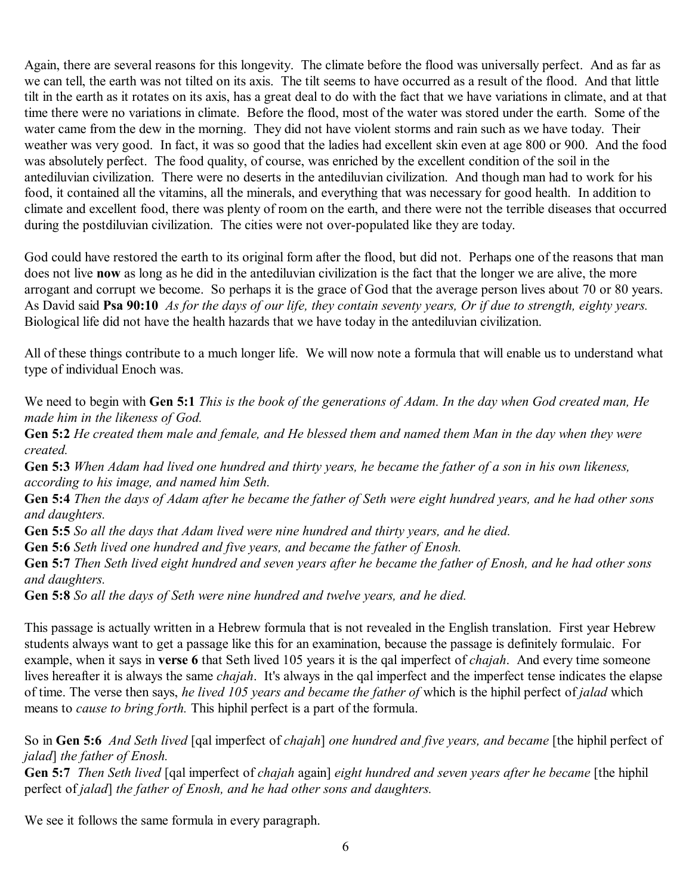Again, there are several reasons for this longevity. The climate before the flood was universally perfect. And as far as we can tell, the earth was not tilted on its axis. The tilt seems to have occurred as a result of the flood. And that little tilt in the earth as it rotates on its axis, has a great deal to do with the fact that we have variations in climate, and at that time there were no variations in climate. Before the flood, most of the water was stored under the earth. Some of the water came from the dew in the morning. They did not have violent storms and rain such as we have today. Their weather was very good. In fact, it was so good that the ladies had excellent skin even at age 800 or 900. And the food was absolutely perfect. The food quality, of course, was enriched by the excellent condition of the soil in the antediluvian civilization. There were no deserts in the antediluvian civilization. And though man had to work for his food, it contained all the vitamins, all the minerals, and everything that was necessary for good health. In addition to climate and excellent food, there was plenty of room on the earth, and there were not the terrible diseases that occurred during the postdiluvian civilization. The cities were not over-populated like they are today.

God could have restored the earth to its original form after the flood, but did not. Perhaps one of the reasons that man does not live **now** as long as he did in the antediluvian civilization is the fact that the longer we are alive, the more arrogant and corrupt we become. So perhaps it is the grace of God that the average person lives about 70 or 80 years. As David said **Psa 90:10** *As for the days of our life, they contain seventy years, Or if due to strength, eighty years.* Biological life did not have the health hazards that we have today in the antediluvian civilization.

All of these things contribute to a much longer life. We will now note a formula that will enable us to understand what type of individual Enoch was.

We need to begin with **Gen 5:1** *This is the book of the generations of Adam. In the day when God created man, He made him in the likeness of God.*
**Gen 5:2** *He created them male and female, and He blessed them and named them Man in the day when they were created.*
**Gen 5:3** *When Adam had lived one hundred and thirty years, he became the father of a son in his own likeness, according to his image, and named him Seth.*
**Gen 5:4** *Then the days of Adam after he became the father of Seth were eight hundred years, and he had other sons and daughters.*
**Gen 5:5** *So all the days that Adam lived were nine hundred and thirty years, and he died.*
**Gen 5:6** *Seth lived one hundred and five years, and became the father of Enosh.*
**Gen 5:7** *Then Seth lived eight hundred and seven years after he became the father of Enosh, and he had other sons and daughters.*
**Gen 5:8** *So all the days of Seth were nine hundred and twelve years, and he died.*

This passage is actually written in a Hebrew formula that is not revealed in the English translation. First year Hebrew students always want to get a passage like this for an examination, because the passage is definitely formulaic. For example, when it says in **verse 6** that Seth lived 105 years it is the qal imperfect of *chajah*. And every time someone lives hereafter it is always the same *chajah*. It's always in the qal imperfect and the imperfect tense indicates the elapse of time. The verse then says, *he lived 105 years and became the father of* which is the hiphil perfect of *jalad* which means to *cause to bring forth.* This hiphil perfect is a part of the formula.

So in **Gen 5:6** *And Seth lived* [qal imperfect of *chajah*] *one hundred and five years, and became* [the hiphil perfect of *jalad*] *the father of Enosh.*
**Gen 5:7** *Then Seth lived* [qal imperfect of *chajah* again] *eight hundred and seven years after he became* [the hiphil perfect of *jalad*] *the father of Enosh, and he had other sons and daughters.*

We see it follows the same formula in every paragraph.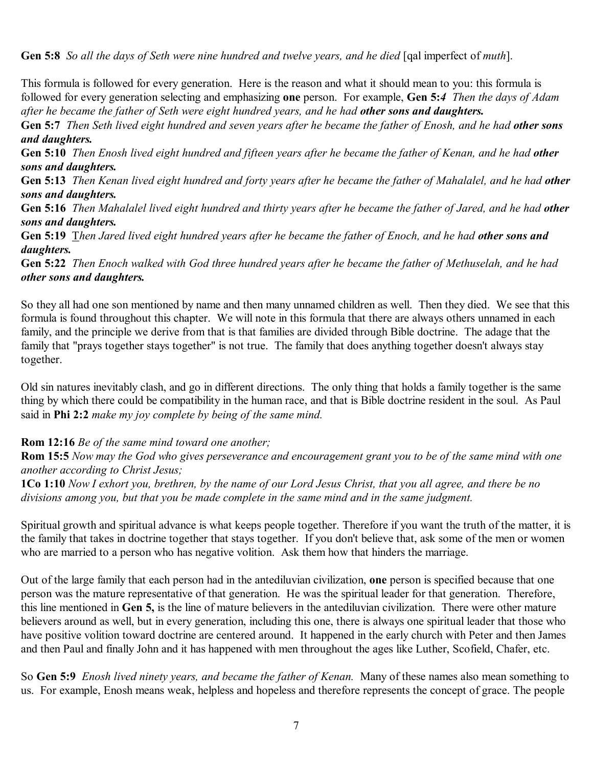**Gen 5:8** *So all the days of Seth were nine hundred and twelve years, and he died* [qal imperfect of *muth*].

This formula is followed for every generation. Here is the reason and what it should mean to you: this formula is followed for every generation selecting and emphasizing **one** person. For example, **Gen 5:***4 Then the days of Adam after he became the father of Seth were eight hundred years, and he had* ***other sons and daughters.***

**Gen 5:7** *Then Seth lived eight hundred and seven years after he became the father of Enosh, and he had* ***other sons and daughters.***

**Gen 5:10** *Then Enosh lived eight hundred and fifteen years after he became the father of Kenan, and he had* ***other sons and daughters.***

**Gen 5:13** *Then Kenan lived eight hundred and forty years after he became the father of Mahalalel, and he had* ***other sons and daughters.***

**Gen 5:16** *Then Mahalalel lived eight hundred and thirty years after he became the father of Jared, and he had* ***other sons and daughters.***

**Gen 5:19** *Then Jared lived eight hundred years after he became the father of Enoch, and he had* ***other sons and daughters.***

**Gen 5:22** *Then Enoch walked with God three hundred years after he became the father of Methuselah, and he had* ***other sons and daughters.***

So they all had one son mentioned by name and then many unnamed children as well. Then they died. We see that this formula is found throughout this chapter. We will note in this formula that there are always others unnamed in each family, and the principle we derive from that is that families are divided through Bible doctrine. The adage that the family that "prays together stays together" is not true. The family that does anything together doesn't always stay together.

Old sin natures inevitably clash, and go in different directions. The only thing that holds a family together is the same thing by which there could be compatibility in the human race, and that is Bible doctrine resident in the soul. As Paul said in **Phi 2:2** *make my joy complete by being of the same mind.*

**Rom 12:16** *Be of the same mind toward one another;*

**Rom 15:5** *Now may the God who gives perseverance and encouragement grant you to be of the same mind with one another according to Christ Jesus;*

**1Co 1:10** *Now I exhort you, brethren, by the name of our Lord Jesus Christ, that you all agree, and there be no divisions among you, but that you be made complete in the same mind and in the same judgment.*

Spiritual growth and spiritual advance is what keeps people together. Therefore if you want the truth of the matter, it is the family that takes in doctrine together that stays together. If you don't believe that, ask some of the men or women who are married to a person who has negative volition. Ask them how that hinders the marriage.

Out of the large family that each person had in the antediluvian civilization, **one** person is specified because that one person was the mature representative of that generation. He was the spiritual leader for that generation. Therefore, this line mentioned in **Gen 5,** is the line of mature believers in the antediluvian civilization. There were other mature believers around as well, but in every generation, including this one, there is always one spiritual leader that those who have positive volition toward doctrine are centered around. It happened in the early church with Peter and then James and then Paul and finally John and it has happened with men throughout the ages like Luther, Scofield, Chafer, etc.

So **Gen 5:9** *Enosh lived ninety years, and became the father of Kenan.* Many of these names also mean something to us. For example, Enosh means weak, helpless and hopeless and therefore represents the concept of grace. The people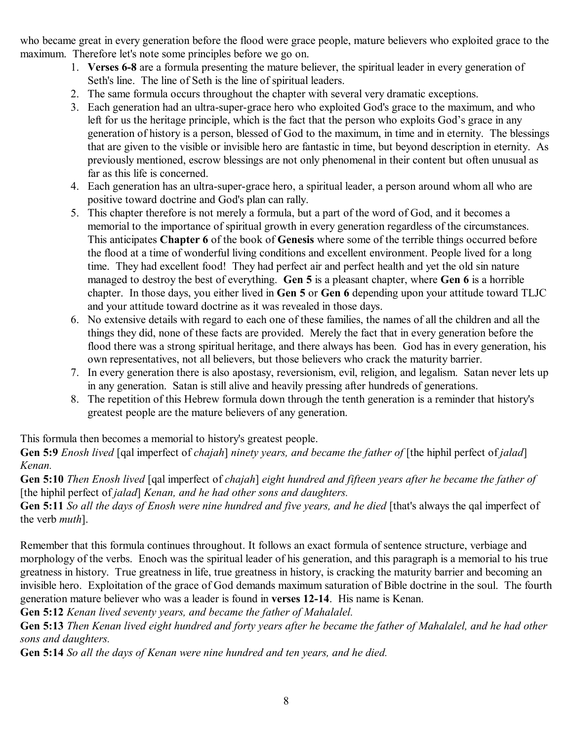who became great in every generation before the flood were grace people, mature believers who exploited grace to the maximum. Therefore let's note some principles before we go on.

1. **Verses 6-8** are a formula presenting the mature believer, the spiritual leader in every generation of Seth's line. The line of Seth is the line of spiritual leaders.
2. The same formula occurs throughout the chapter with several very dramatic exceptions.
3. Each generation had an ultra-super-grace hero who exploited God's grace to the maximum, and who left for us the heritage principle, which is the fact that the person who exploits God's grace in any generation of history is a person, blessed of God to the maximum, in time and in eternity. The blessings that are given to the visible or invisible hero are fantastic in time, but beyond description in eternity. As previously mentioned, escrow blessings are not only phenomenal in their content but often unusual as far as this life is concerned.
4. Each generation has an ultra-super-grace hero, a spiritual leader, a person around whom all who are positive toward doctrine and God's plan can rally.
5. This chapter therefore is not merely a formula, but a part of the word of God, and it becomes a memorial to the importance of spiritual growth in every generation regardless of the circumstances. This anticipates **Chapter 6** of the book of **Genesis** where some of the terrible things occurred before the flood at a time of wonderful living conditions and excellent environment. People lived for a long time. They had excellent food! They had perfect air and perfect health and yet the old sin nature managed to destroy the best of everything. **Gen 5** is a pleasant chapter, where **Gen 6** is a horrible chapter. In those days, you either lived in **Gen 5** or **Gen 6** depending upon your attitude toward TLJC and your attitude toward doctrine as it was revealed in those days.
6. No extensive details with regard to each one of these families, the names of all the children and all the things they did, none of these facts are provided. Merely the fact that in every generation before the flood there was a strong spiritual heritage, and there always has been. God has in every generation, his own representatives, not all believers, but those believers who crack the maturity barrier.
7. In every generation there is also apostasy, reversionism, evil, religion, and legalism. Satan never lets up in any generation. Satan is still alive and heavily pressing after hundreds of generations.
8. The repetition of this Hebrew formula down through the tenth generation is a reminder that history's greatest people are the mature believers of any generation.

This formula then becomes a memorial to history's greatest people.

**Gen 5:9** *Enosh lived* [qal imperfect of *chajah*] *ninety years, and became the father of* [the hiphil perfect of *jalad*] *Kenan.*

**Gen 5:10** *Then Enosh lived* [qal imperfect of *chajah*] *eight hundred and fifteen years after he became the father of* [the hiphil perfect of *jalad*] *Kenan, and he had other sons and daughters.*

**Gen 5:11** *So all the days of Enosh were nine hundred and five years, and he died* [that's always the qal imperfect of the verb *muth*].

Remember that this formula continues throughout. It follows an exact formula of sentence structure, verbiage and morphology of the verbs. Enoch was the spiritual leader of his generation, and this paragraph is a memorial to his true greatness in history. True greatness in life, true greatness in history, is cracking the maturity barrier and becoming an invisible hero. Exploitation of the grace of God demands maximum saturation of Bible doctrine in the soul. The fourth generation mature believer who was a leader is found in **verses 12-14**. His name is Kenan.

**Gen 5:12** *Kenan lived seventy years, and became the father of Mahalalel.*

**Gen 5:13** *Then Kenan lived eight hundred and forty years after he became the father of Mahalalel, and he had other sons and daughters.*

**Gen 5:14** *So all the days of Kenan were nine hundred and ten years, and he died.*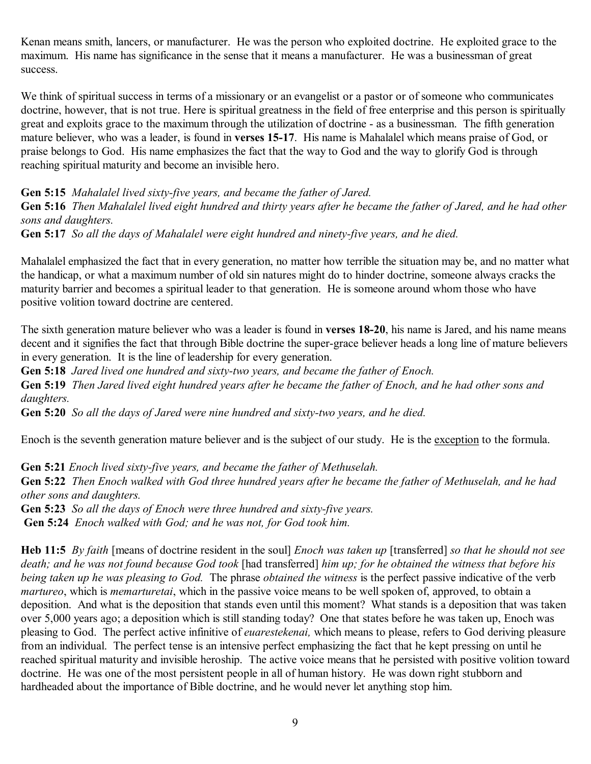Kenan means smith, lancers, or manufacturer. He was the person who exploited doctrine. He exploited grace to the maximum. His name has significance in the sense that it means a manufacturer. He was a businessman of great success.

We think of spiritual success in terms of a missionary or an evangelist or a pastor or of someone who communicates doctrine, however, that is not true. Here is spiritual greatness in the field of free enterprise and this person is spiritually great and exploits grace to the maximum through the utilization of doctrine - as a businessman. The fifth generation mature believer, who was a leader, is found in **verses 15-17**. His name is Mahalalel which means praise of God, or praise belongs to God. His name emphasizes the fact that the way to God and the way to glorify God is through reaching spiritual maturity and become an invisible hero.

**Gen 5:15** *Mahalalel lived sixty-five years, and became the father of Jared.*
**Gen 5:16** *Then Mahalalel lived eight hundred and thirty years after he became the father of Jared, and he had other sons and daughters.*
**Gen 5:17** *So all the days of Mahalalel were eight hundred and ninety-five years, and he died.*

Mahalalel emphasized the fact that in every generation, no matter how terrible the situation may be, and no matter what the handicap, or what a maximum number of old sin natures might do to hinder doctrine, someone always cracks the maturity barrier and becomes a spiritual leader to that generation. He is someone around whom those who have positive volition toward doctrine are centered.

The sixth generation mature believer who was a leader is found in **verses 18-20**, his name is Jared, and his name means decent and it signifies the fact that through Bible doctrine the super-grace believer heads a long line of mature believers in every generation. It is the line of leadership for every generation.
**Gen 5:18** *Jared lived one hundred and sixty-two years, and became the father of Enoch.*
**Gen 5:19** *Then Jared lived eight hundred years after he became the father of Enoch, and he had other sons and daughters.*
**Gen 5:20** *So all the days of Jared were nine hundred and sixty-two years, and he died.*

Enoch is the seventh generation mature believer and is the subject of our study. He is the exception to the formula.

**Gen 5:21** *Enoch lived sixty-five years, and became the father of Methuselah.*
**Gen 5:22** *Then Enoch walked with God three hundred years after he became the father of Methuselah, and he had other sons and daughters.*
**Gen 5:23** *So all the days of Enoch were three hundred and sixty-five years.*
**Gen 5:24** *Enoch walked with God; and he was not, for God took him.*

**Heb 11:5** *By faith* [means of doctrine resident in the soul] *Enoch was taken up* [transferred] *so that he should not see death; and he was not found because God took* [had transferred] *him up; for he obtained the witness that before his being taken up he was pleasing to God.* The phrase *obtained the witness* is the perfect passive indicative of the verb *martureo*, which is *memarturetai*, which in the passive voice means to be well spoken of, approved, to obtain a deposition. And what is the deposition that stands even until this moment? What stands is a deposition that was taken over 5,000 years ago; a deposition which is still standing today? One that states before he was taken up, Enoch was pleasing to God. The perfect active infinitive of *euarestekenai,* which means to please, refers to God deriving pleasure from an individual. The perfect tense is an intensive perfect emphasizing the fact that he kept pressing on until he reached spiritual maturity and invisible heroship. The active voice means that he persisted with positive volition toward doctrine. He was one of the most persistent people in all of human history. He was down right stubborn and hardheaded about the importance of Bible doctrine, and he would never let anything stop him.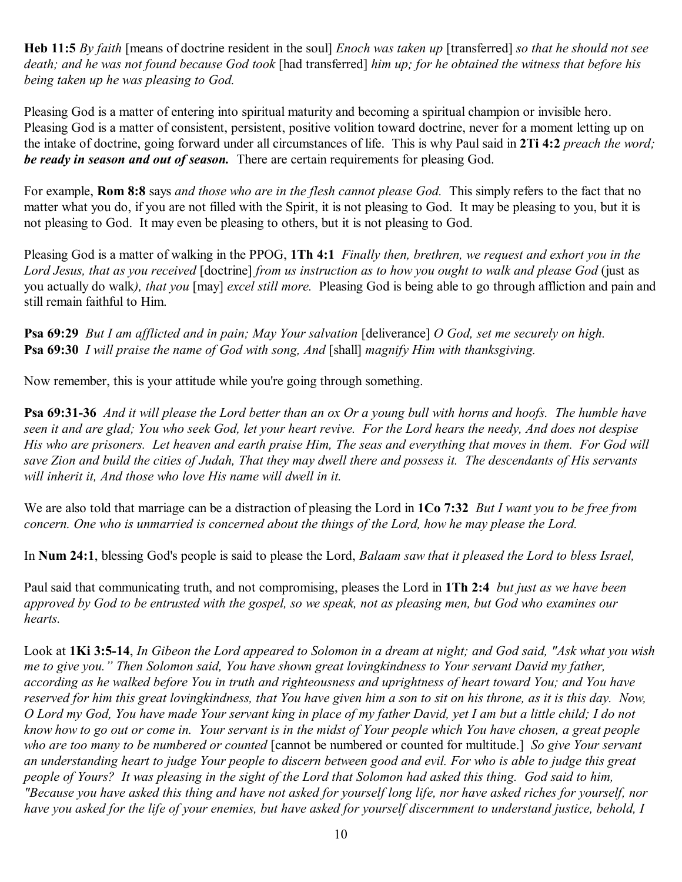**Heb 11:5** *By faith* [means of doctrine resident in the soul] *Enoch was taken up* [transferred] *so that he should not see death; and he was not found because God took* [had transferred] *him up; for he obtained the witness that before his being taken up he was pleasing to God.*

Pleasing God is a matter of entering into spiritual maturity and becoming a spiritual champion or invisible hero. Pleasing God is a matter of consistent, persistent, positive volition toward doctrine, never for a moment letting up on the intake of doctrine, going forward under all circumstances of life. This is why Paul said in **2Ti 4:2** *preach the word;* ***be ready in season and out of season.*** There are certain requirements for pleasing God.

For example, **Rom 8:8** says *and those who are in the flesh cannot please God.* This simply refers to the fact that no matter what you do, if you are not filled with the Spirit, it is not pleasing to God. It may be pleasing to you, but it is not pleasing to God. It may even be pleasing to others, but it is not pleasing to God.

Pleasing God is a matter of walking in the PPOG, **1Th 4:1** *Finally then, brethren, we request and exhort you in the Lord Jesus, that as you received* [doctrine] *from us instruction as to how you ought to walk and please God* (just as you actually do walk*), that you* [may] *excel still more.* Pleasing God is being able to go through affliction and pain and still remain faithful to Him.

**Psa 69:29** *But I am afflicted and in pain; May Your salvation* [deliverance] *O God, set me securely on high.*
**Psa 69:30** *I will praise the name of God with song, And* [shall] *magnify Him with thanksgiving.*

Now remember, this is your attitude while you're going through something.

**Psa 69:31-36** *And it will please the Lord better than an ox Or a young bull with horns and hoofs. The humble have seen it and are glad; You who seek God, let your heart revive. For the Lord hears the needy, And does not despise His who are prisoners. Let heaven and earth praise Him, The seas and everything that moves in them. For God will save Zion and build the cities of Judah, That they may dwell there and possess it. The descendants of His servants will inherit it, And those who love His name will dwell in it.*

We are also told that marriage can be a distraction of pleasing the Lord in **1Co 7:32** *But I want you to be free from concern. One who is unmarried is concerned about the things of the Lord, how he may please the Lord.*

In **Num 24:1**, blessing God's people is said to please the Lord, *Balaam saw that it pleased the Lord to bless Israel,*

Paul said that communicating truth, and not compromising, pleases the Lord in **1Th 2:4** *but just as we have been approved by God to be entrusted with the gospel, so we speak, not as pleasing men, but God who examines our hearts.*

Look at **1Ki 3:5-14**, *In Gibeon the Lord appeared to Solomon in a dream at night; and God said, "Ask what you wish me to give you." Then Solomon said, You have shown great lovingkindness to Your servant David my father, according as he walked before You in truth and righteousness and uprightness of heart toward You; and You have reserved for him this great lovingkindness, that You have given him a son to sit on his throne, as it is this day. Now, O Lord my God, You have made Your servant king in place of my father David, yet I am but a little child; I do not know how to go out or come in. Your servant is in the midst of Your people which You have chosen, a great people who are too many to be numbered or counted* [cannot be numbered or counted for multitude.] *So give Your servant an understanding heart to judge Your people to discern between good and evil. For who is able to judge this great people of Yours? It was pleasing in the sight of the Lord that Solomon had asked this thing. God said to him, "Because you have asked this thing and have not asked for yourself long life, nor have asked riches for yourself, nor have you asked for the life of your enemies, but have asked for yourself discernment to understand justice, behold, I*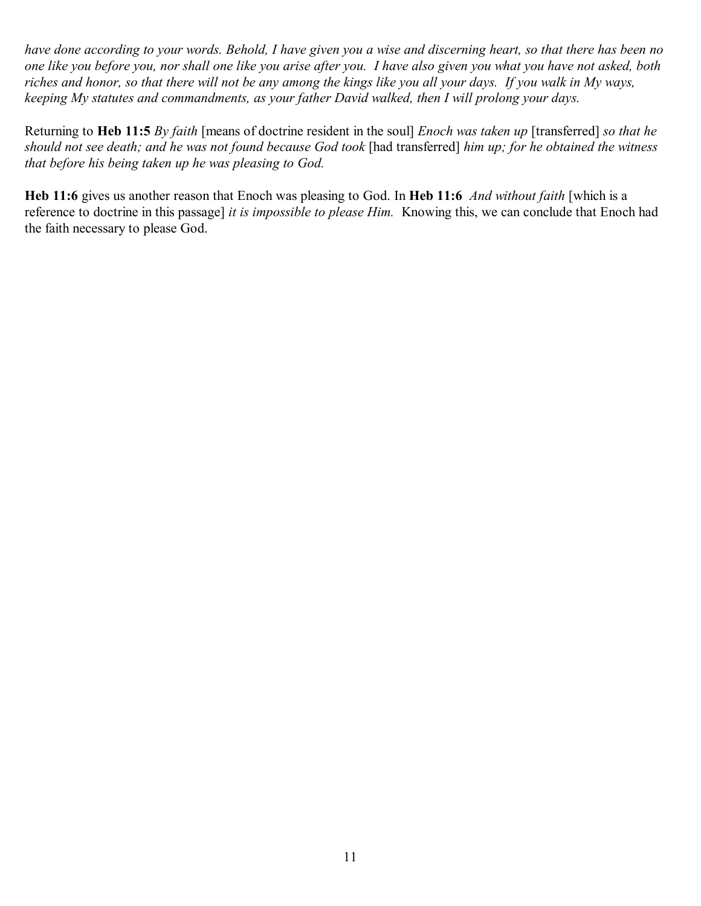*have done according to your words. Behold, I have given you a wise and discerning heart, so that there has been no one like you before you, nor shall one like you arise after you. I have also given you what you have not asked, both riches and honor, so that there will not be any among the kings like you all your days. If you walk in My ways, keeping My statutes and commandments, as your father David walked, then I will prolong your days.*

Returning to **Heb 11:5** *By faith* [means of doctrine resident in the soul] *Enoch was taken up* [transferred] *so that he should not see death; and he was not found because God took* [had transferred] *him up; for he obtained the witness that before his being taken up he was pleasing to God.*

**Heb 11:6** gives us another reason that Enoch was pleasing to God. In **Heb 11:6** *And without faith* [which is a reference to doctrine in this passage] *it is impossible to please Him.* Knowing this, we can conclude that Enoch had the faith necessary to please God.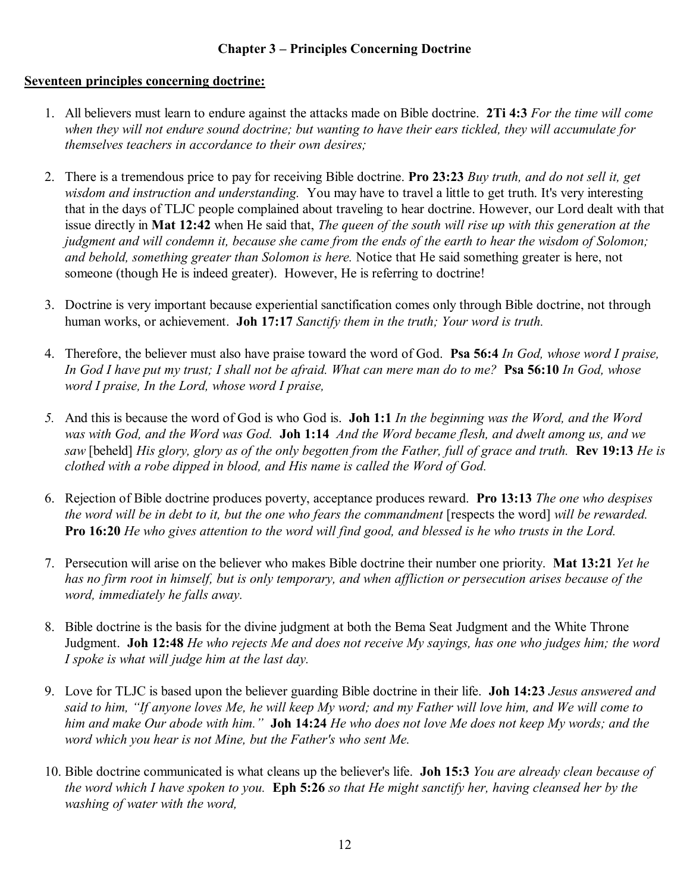## Chapter 3 – Principles Concerning Doctrine

**Seventeen principles concerning doctrine:**

1. All believers must learn to endure against the attacks made on Bible doctrine. **2Ti 4:3** *For the time will come when they will not endure sound doctrine; but wanting to have their ears tickled, they will accumulate for themselves teachers in accordance to their own desires;*

2. There is a tremendous price to pay for receiving Bible doctrine. **Pro 23:23** *Buy truth, and do not sell it, get wisdom and instruction and understanding.* You may have to travel a little to get truth. It's very interesting that in the days of TLJC people complained about traveling to hear doctrine. However, our Lord dealt with that issue directly in **Mat 12:42** when He said that, *The queen of the south will rise up with this generation at the judgment and will condemn it, because she came from the ends of the earth to hear the wisdom of Solomon; and behold, something greater than Solomon is here.* Notice that He said something greater is here, not someone (though He is indeed greater). However, He is referring to doctrine!

3. Doctrine is very important because experiential sanctification comes only through Bible doctrine, not through human works, or achievement. **Joh 17:17** *Sanctify them in the truth; Your word is truth.*

4. Therefore, the believer must also have praise toward the word of God. **Psa 56:4** *In God, whose word I praise, In God I have put my trust; I shall not be afraid. What can mere man do to me?* **Psa 56:10** *In God, whose word I praise, In the Lord, whose word I praise,*

5. And this is because the word of God is who God is. **Joh 1:1** *In the beginning was the Word, and the Word was with God, and the Word was God.* **Joh 1:14** *And the Word became flesh, and dwelt among us, and we saw* [beheld] *His glory, glory as of the only begotten from the Father, full of grace and truth.* **Rev 19:13** *He is clothed with a robe dipped in blood, and His name is called the Word of God.*

6. Rejection of Bible doctrine produces poverty, acceptance produces reward. **Pro 13:13** *The one who despises the word will be in debt to it, but the one who fears the commandment* [respects the word] *will be rewarded.* **Pro 16:20** *He who gives attention to the word will find good, and blessed is he who trusts in the Lord.*

7. Persecution will arise on the believer who makes Bible doctrine their number one priority. **Mat 13:21** *Yet he has no firm root in himself, but is only temporary, and when affliction or persecution arises because of the word, immediately he falls away.*

8. Bible doctrine is the basis for the divine judgment at both the Bema Seat Judgment and the White Throne Judgment. **Joh 12:48** *He who rejects Me and does not receive My sayings, has one who judges him; the word I spoke is what will judge him at the last day.*

9. Love for TLJC is based upon the believer guarding Bible doctrine in their life. **Joh 14:23** *Jesus answered and said to him, "If anyone loves Me, he will keep My word; and my Father will love him, and We will come to him and make Our abode with him."* **Joh 14:24** *He who does not love Me does not keep My words; and the word which you hear is not Mine, but the Father's who sent Me.*

10. Bible doctrine communicated is what cleans up the believer's life. **Joh 15:3** *You are already clean because of the word which I have spoken to you.* **Eph 5:26** *so that He might sanctify her, having cleansed her by the washing of water with the word,*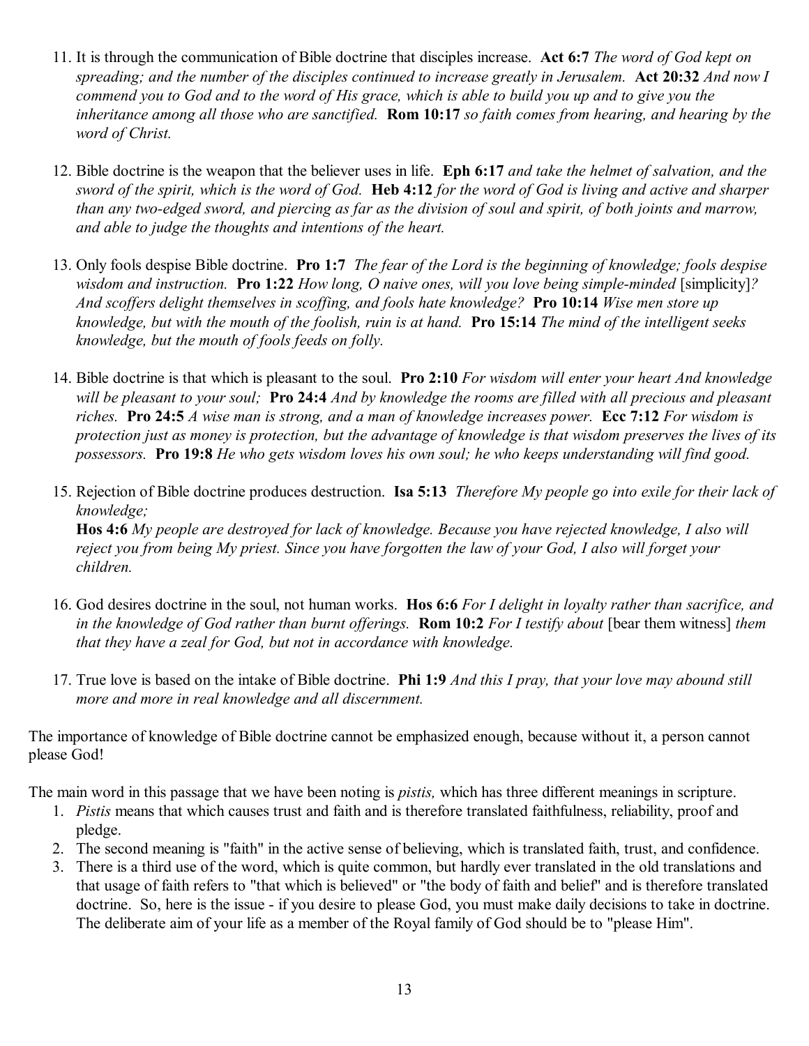11. It is through the communication of Bible doctrine that disciples increase. **Act 6:7** *The word of God kept on spreading; and the number of the disciples continued to increase greatly in Jerusalem.* **Act 20:32** *And now I commend you to God and to the word of His grace, which is able to build you up and to give you the inheritance among all those who are sanctified.* **Rom 10:17** *so faith comes from hearing, and hearing by the word of Christ.*

12. Bible doctrine is the weapon that the believer uses in life. **Eph 6:17** *and take the helmet of salvation, and the sword of the spirit, which is the word of God.* **Heb 4:12** *for the word of God is living and active and sharper than any two-edged sword, and piercing as far as the division of soul and spirit, of both joints and marrow, and able to judge the thoughts and intentions of the heart.*

13. Only fools despise Bible doctrine. **Pro 1:7** *The fear of the Lord is the beginning of knowledge; fools despise wisdom and instruction.* **Pro 1:22** *How long, O naive ones, will you love being simple-minded* [simplicity]*? And scoffers delight themselves in scoffing, and fools hate knowledge?* **Pro 10:14** *Wise men store up knowledge, but with the mouth of the foolish, ruin is at hand.* **Pro 15:14** *The mind of the intelligent seeks knowledge, but the mouth of fools feeds on folly.*

14. Bible doctrine is that which is pleasant to the soul. **Pro 2:10** *For wisdom will enter your heart And knowledge will be pleasant to your soul;* **Pro 24:4** *And by knowledge the rooms are filled with all precious and pleasant riches.* **Pro 24:5** *A wise man is strong, and a man of knowledge increases power.* **Ecc 7:12** *For wisdom is protection just as money is protection, but the advantage of knowledge is that wisdom preserves the lives of its possessors.* **Pro 19:8** *He who gets wisdom loves his own soul; he who keeps understanding will find good.*

15. Rejection of Bible doctrine produces destruction. **Isa 5:13** *Therefore My people go into exile for their lack of knowledge;*
    **Hos 4:6** *My people are destroyed for lack of knowledge. Because you have rejected knowledge, I also will reject you from being My priest. Since you have forgotten the law of your God, I also will forget your children.*

16. God desires doctrine in the soul, not human works. **Hos 6:6** *For I delight in loyalty rather than sacrifice, and in the knowledge of God rather than burnt offerings.* **Rom 10:2** *For I testify about* [bear them witness] *them that they have a zeal for God, but not in accordance with knowledge.*

17. True love is based on the intake of Bible doctrine. **Phi 1:9** *And this I pray, that your love may abound still more and more in real knowledge and all discernment.*

The importance of knowledge of Bible doctrine cannot be emphasized enough, because without it, a person cannot please God!

The main word in this passage that we have been noting is *pistis,* which has three different meanings in scripture.

1. *Pistis* means that which causes trust and faith and is therefore translated faithfulness, reliability, proof and pledge.
2. The second meaning is "faith" in the active sense of believing, which is translated faith, trust, and confidence.
3. There is a third use of the word, which is quite common, but hardly ever translated in the old translations and that usage of faith refers to "that which is believed" or "the body of faith and belief" and is therefore translated doctrine. So, here is the issue - if you desire to please God, you must make daily decisions to take in doctrine. The deliberate aim of your life as a member of the Royal family of God should be to "please Him".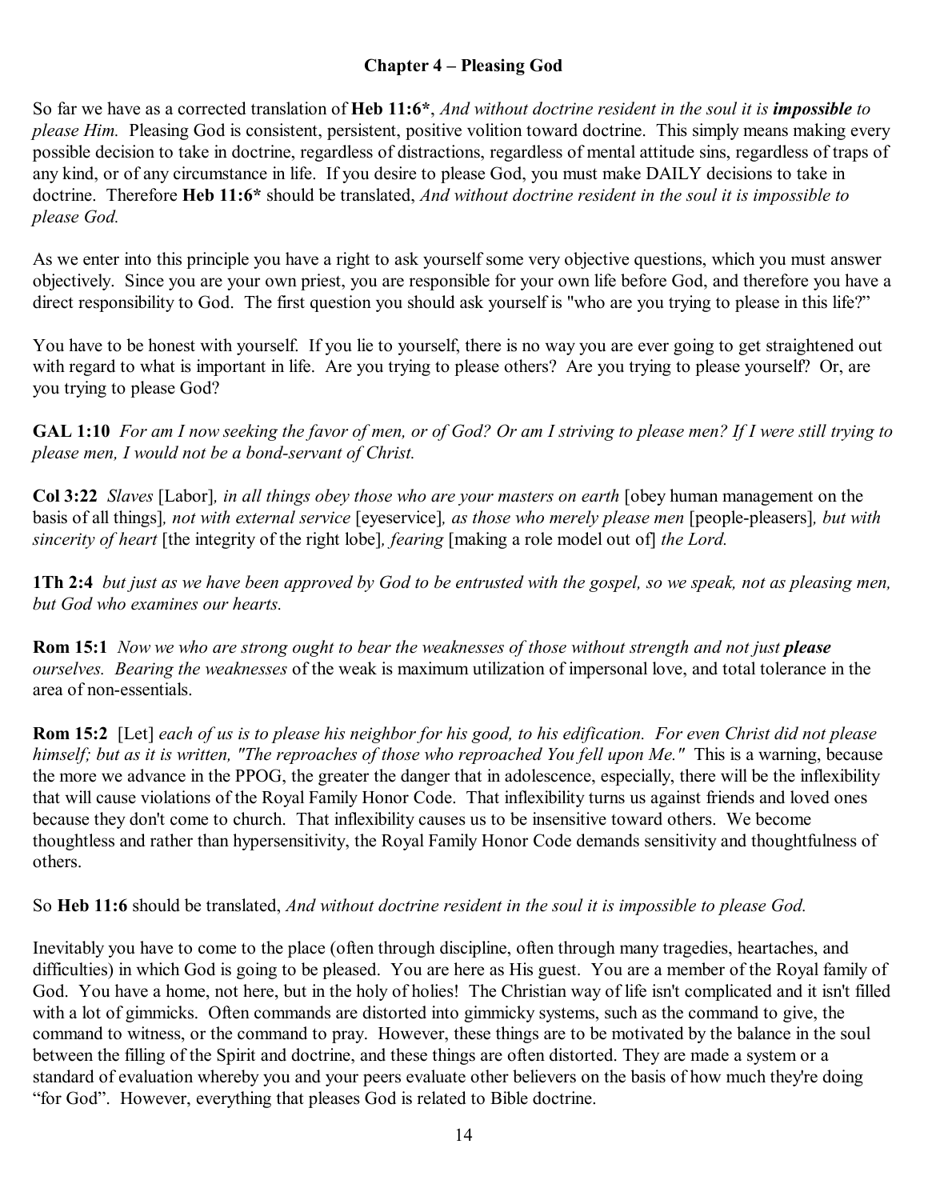## Chapter 4 – Pleasing God

So far we have as a corrected translation of **Heb 11:6***, *And without doctrine resident in the soul it is **impossible** to please Him.* Pleasing God is consistent, persistent, positive volition toward doctrine. This simply means making every possible decision to take in doctrine, regardless of distractions, regardless of mental attitude sins, regardless of traps of any kind, or of any circumstance in life. If you desire to please God, you must make DAILY decisions to take in doctrine. Therefore **Heb 11:6*** should be translated, *And without doctrine resident in the soul it is impossible to please God.*

As we enter into this principle you have a right to ask yourself some very objective questions, which you must answer objectively. Since you are your own priest, you are responsible for your own life before God, and therefore you have a direct responsibility to God. The first question you should ask yourself is "who are you trying to please in this life?"

You have to be honest with yourself. If you lie to yourself, there is no way you are ever going to get straightened out with regard to what is important in life. Are you trying to please others? Are you trying to please yourself? Or, are you trying to please God?

**GAL 1:10** *For am I now seeking the favor of men, or of God? Or am I striving to please men? If I were still trying to please men, I would not be a bond-servant of Christ.*

**Col 3:22** *Slaves* [Labor]*, in all things obey those who are your masters on earth* [obey human management on the basis of all things]*, not with external service* [eyeservice]*, as those who merely please men* [people-pleasers]*, but with sincerity of heart* [the integrity of the right lobe]*, fearing* [making a role model out of] *the Lord.*

**1Th 2:4** *but just as we have been approved by God to be entrusted with the gospel, so we speak, not as pleasing men, but God who examines our hearts.*

**Rom 15:1** *Now we who are strong ought to bear the weaknesses of those without strength and not just **please** ourselves. Bearing the weaknesses* of the weak is maximum utilization of impersonal love, and total tolerance in the area of non-essentials.

**Rom 15:2** [Let] *each of us is to please his neighbor for his good, to his edification. For even Christ did not please himself; but as it is written, "The reproaches of those who reproached You fell upon Me."* This is a warning, because the more we advance in the PPOG, the greater the danger that in adolescence, especially, there will be the inflexibility that will cause violations of the Royal Family Honor Code. That inflexibility turns us against friends and loved ones because they don't come to church. That inflexibility causes us to be insensitive toward others. We become thoughtless and rather than hypersensitivity, the Royal Family Honor Code demands sensitivity and thoughtfulness of others.

So **Heb 11:6** should be translated, *And without doctrine resident in the soul it is impossible to please God.*

Inevitably you have to come to the place (often through discipline, often through many tragedies, heartaches, and difficulties) in which God is going to be pleased. You are here as His guest. You are a member of the Royal family of God. You have a home, not here, but in the holy of holies! The Christian way of life isn't complicated and it isn't filled with a lot of gimmicks. Often commands are distorted into gimmicky systems, such as the command to give, the command to witness, or the command to pray. However, these things are to be motivated by the balance in the soul between the filling of the Spirit and doctrine, and these things are often distorted. They are made a system or a standard of evaluation whereby you and your peers evaluate other believers on the basis of how much they're doing "for God". However, everything that pleases God is related to Bible doctrine.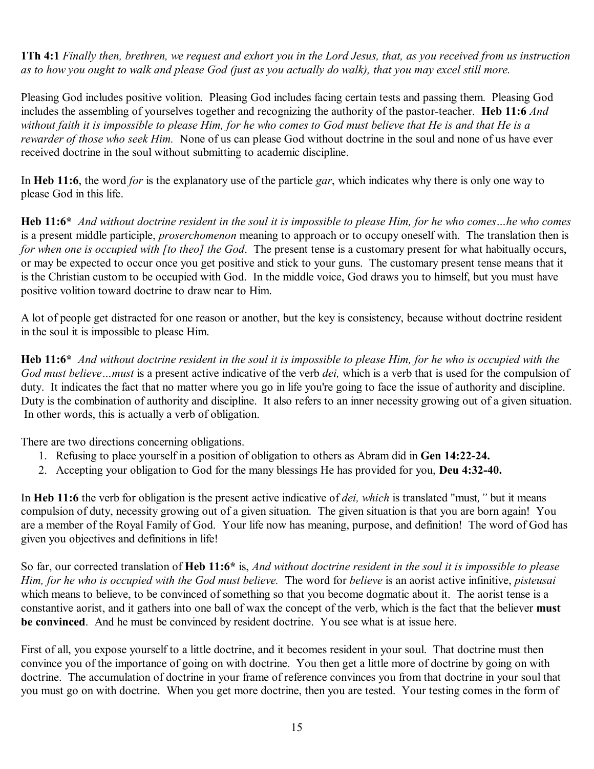**1Th 4:1** *Finally then, brethren, we request and exhort you in the Lord Jesus, that, as you received from us instruction as to how you ought to walk and please God (just as you actually do walk), that you may excel still more.*

Pleasing God includes positive volition. Pleasing God includes facing certain tests and passing them. Pleasing God includes the assembling of yourselves together and recognizing the authority of the pastor-teacher. **Heb 11:6** *And without faith it is impossible to please Him, for he who comes to God must believe that He is and that He is a rewarder of those who seek Him.* None of us can please God without doctrine in the soul and none of us have ever received doctrine in the soul without submitting to academic discipline.

In **Heb 11:6**, the word *for* is the explanatory use of the particle *gar*, which indicates why there is only one way to please God in this life.

**Heb 11:6*** *And without doctrine resident in the soul it is impossible to please Him, for he who comes…he who comes* is a present middle participle, *proserchomenon* meaning to approach or to occupy oneself with. The translation then is *for when one is occupied with [to theo] the God*. The present tense is a customary present for what habitually occurs, or may be expected to occur once you get positive and stick to your guns. The customary present tense means that it is the Christian custom to be occupied with God. In the middle voice, God draws you to himself, but you must have positive volition toward doctrine to draw near to Him.

A lot of people get distracted for one reason or another, but the key is consistency, because without doctrine resident in the soul it is impossible to please Him.

**Heb 11:6*** *And without doctrine resident in the soul it is impossible to please Him, for he who is occupied with the God must believe…must* is a present active indicative of the verb *dei,* which is a verb that is used for the compulsion of duty. It indicates the fact that no matter where you go in life you're going to face the issue of authority and discipline. Duty is the combination of authority and discipline. It also refers to an inner necessity growing out of a given situation. In other words, this is actually a verb of obligation.

There are two directions concerning obligations.

1. Refusing to place yourself in a position of obligation to others as Abram did in **Gen 14:22-24.**
2. Accepting your obligation to God for the many blessings He has provided for you, **Deu 4:32-40.**

In **Heb 11:6** the verb for obligation is the present active indicative of *dei, which* is translated "must*,"* but it means compulsion of duty, necessity growing out of a given situation. The given situation is that you are born again! You are a member of the Royal Family of God. Your life now has meaning, purpose, and definition! The word of God has given you objectives and definitions in life!

So far, our corrected translation of **Heb 11:6*** is, *And without doctrine resident in the soul it is impossible to please Him, for he who is occupied with the God must believe.* The word for *believe* is an aorist active infinitive, *pisteusai* which means to believe, to be convinced of something so that you become dogmatic about it. The aorist tense is a constantive aorist, and it gathers into one ball of wax the concept of the verb, which is the fact that the believer **must be convinced**. And he must be convinced by resident doctrine. You see what is at issue here.

First of all, you expose yourself to a little doctrine, and it becomes resident in your soul. That doctrine must then convince you of the importance of going on with doctrine. You then get a little more of doctrine by going on with doctrine. The accumulation of doctrine in your frame of reference convinces you from that doctrine in your soul that you must go on with doctrine. When you get more doctrine, then you are tested. Your testing comes in the form of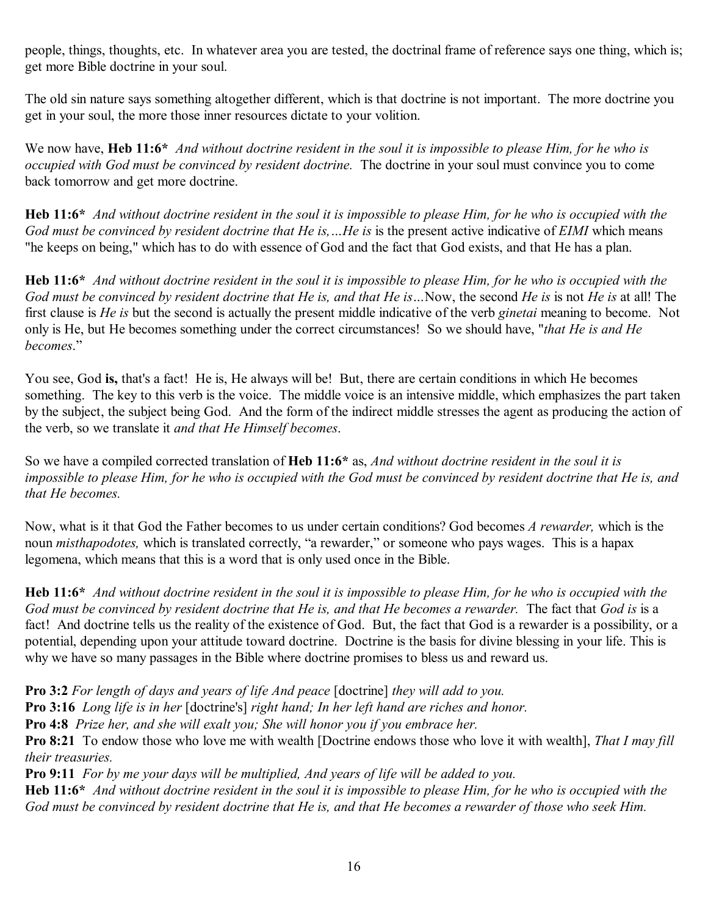people, things, thoughts, etc. In whatever area you are tested, the doctrinal frame of reference says one thing, which is; get more Bible doctrine in your soul.

The old sin nature says something altogether different, which is that doctrine is not important. The more doctrine you get in your soul, the more those inner resources dictate to your volition.

We now have, **Heb 11:6*** *And without doctrine resident in the soul it is impossible to please Him, for he who is occupied with God must be convinced by resident doctrine.* The doctrine in your soul must convince you to come back tomorrow and get more doctrine.

**Heb 11:6*** *And without doctrine resident in the soul it is impossible to please Him, for he who is occupied with the God must be convinced by resident doctrine that He is,…He is* is the present active indicative of *EIMI* which means "he keeps on being," which has to do with essence of God and the fact that God exists, and that He has a plan.

**Heb 11:6*** *And without doctrine resident in the soul it is impossible to please Him, for he who is occupied with the God must be convinced by resident doctrine that He is, and that He is…*Now, the second *He is* is not *He is* at all! The first clause is *He is* but the second is actually the present middle indicative of the verb *ginetai* meaning to become. Not only is He, but He becomes something under the correct circumstances! So we should have, "*that He is and He becomes*."

You see, God **is,** that's a fact! He is, He always will be! But, there are certain conditions in which He becomes something. The key to this verb is the voice. The middle voice is an intensive middle, which emphasizes the part taken by the subject, the subject being God. And the form of the indirect middle stresses the agent as producing the action of the verb, so we translate it *and that He Himself becomes*.

So we have a compiled corrected translation of **Heb 11:6*** as, *And without doctrine resident in the soul it is impossible to please Him, for he who is occupied with the God must be convinced by resident doctrine that He is, and that He becomes.*

Now, what is it that God the Father becomes to us under certain conditions? God becomes *A rewarder,* which is the noun *misthapodotes,* which is translated correctly, "a rewarder," or someone who pays wages. This is a hapax legomena, which means that this is a word that is only used once in the Bible.

**Heb 11:6*** *And without doctrine resident in the soul it is impossible to please Him, for he who is occupied with the God must be convinced by resident doctrine that He is, and that He becomes a rewarder.* The fact that *God is* is a fact! And doctrine tells us the reality of the existence of God. But, the fact that God is a rewarder is a possibility, or a potential, depending upon your attitude toward doctrine. Doctrine is the basis for divine blessing in your life. This is why we have so many passages in the Bible where doctrine promises to bless us and reward us.

**Pro 3:2** *For length of days and years of life And peace* [doctrine] *they will add to you.*
**Pro 3:16** *Long life is in her* [doctrine's] *right hand; In her left hand are riches and honor.*
**Pro 4:8** *Prize her, and she will exalt you; She will honor you if you embrace her.*
**Pro 8:21** To endow those who love me with wealth [Doctrine endows those who love it with wealth], *That I may fill their treasuries.*
**Pro 9:11** *For by me your days will be multiplied, And years of life will be added to you.*
**Heb 11:6*** *And without doctrine resident in the soul it is impossible to please Him, for he who is occupied with the God must be convinced by resident doctrine that He is, and that He becomes a rewarder of those who seek Him.*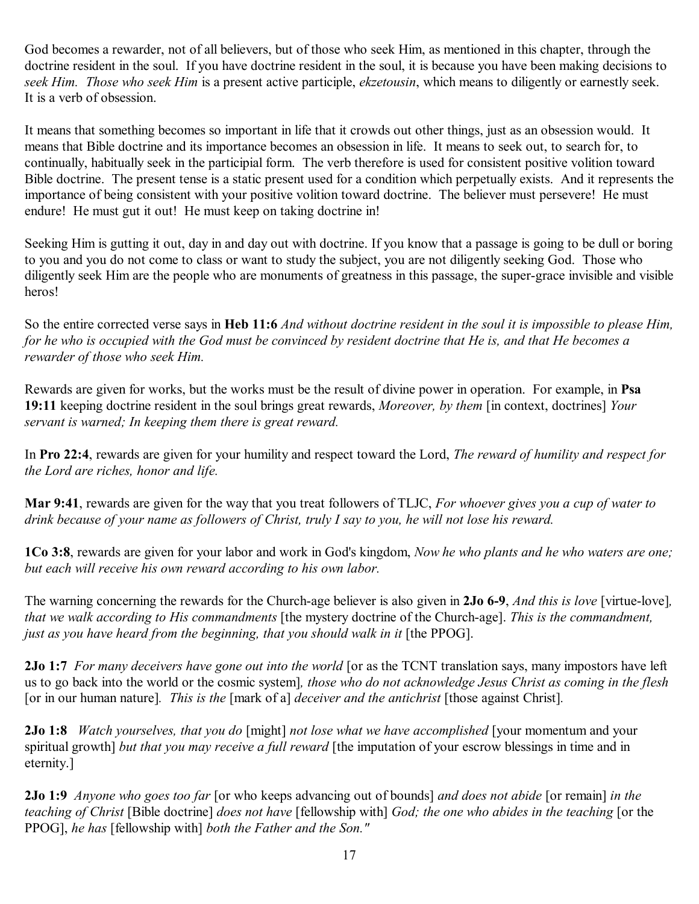God becomes a rewarder, not of all believers, but of those who seek Him, as mentioned in this chapter, through the doctrine resident in the soul. If you have doctrine resident in the soul, it is because you have been making decisions to *seek Him. Those who seek Him* is a present active participle, *ekzetousin*, which means to diligently or earnestly seek. It is a verb of obsession.

It means that something becomes so important in life that it crowds out other things, just as an obsession would. It means that Bible doctrine and its importance becomes an obsession in life. It means to seek out, to search for, to continually, habitually seek in the participial form. The verb therefore is used for consistent positive volition toward Bible doctrine. The present tense is a static present used for a condition which perpetually exists. And it represents the importance of being consistent with your positive volition toward doctrine. The believer must persevere! He must endure! He must gut it out! He must keep on taking doctrine in!

Seeking Him is gutting it out, day in and day out with doctrine. If you know that a passage is going to be dull or boring to you and you do not come to class or want to study the subject, you are not diligently seeking God. Those who diligently seek Him are the people who are monuments of greatness in this passage, the super-grace invisible and visible heros!

So the entire corrected verse says in **Heb 11:6** *And without doctrine resident in the soul it is impossible to please Him, for he who is occupied with the God must be convinced by resident doctrine that He is, and that He becomes a rewarder of those who seek Him.*

Rewards are given for works, but the works must be the result of divine power in operation. For example, in **Psa 19:11** keeping doctrine resident in the soul brings great rewards, *Moreover, by them* [in context, doctrines] *Your servant is warned; In keeping them there is great reward.*

In **Pro 22:4**, rewards are given for your humility and respect toward the Lord, *The reward of humility and respect for the Lord are riches, honor and life.*

**Mar 9:41**, rewards are given for the way that you treat followers of TLJC, *For whoever gives you a cup of water to drink because of your name as followers of Christ, truly I say to you, he will not lose his reward.*

**1Co 3:8**, rewards are given for your labor and work in God's kingdom, *Now he who plants and he who waters are one; but each will receive his own reward according to his own labor.*

The warning concerning the rewards for the Church-age believer is also given in **2Jo 6-9**, *And this is love* [virtue-love]*, that we walk according to His commandments* [the mystery doctrine of the Church-age]. *This is the commandment, just as you have heard from the beginning, that you should walk in it* [the PPOG].

**2Jo 1:7** *For many deceivers have gone out into the world* [or as the TCNT translation says, many impostors have left us to go back into the world or the cosmic system]*, those who do not acknowledge Jesus Christ as coming in the flesh* [or in our human nature]. *This is the* [mark of a] *deceiver and the antichrist* [those against Christ].

**2Jo 1:8** *Watch yourselves, that you do* [might] *not lose what we have accomplished* [your momentum and your spiritual growth] *but that you may receive a full reward* [the imputation of your escrow blessings in time and in eternity.]

**2Jo 1:9** *Anyone who goes too far* [or who keeps advancing out of bounds] *and does not abide* [or remain] *in the teaching of Christ* [Bible doctrine] *does not have* [fellowship with] *God; the one who abides in the teaching* [or the PPOG], *he has* [fellowship with] *both the Father and the Son."*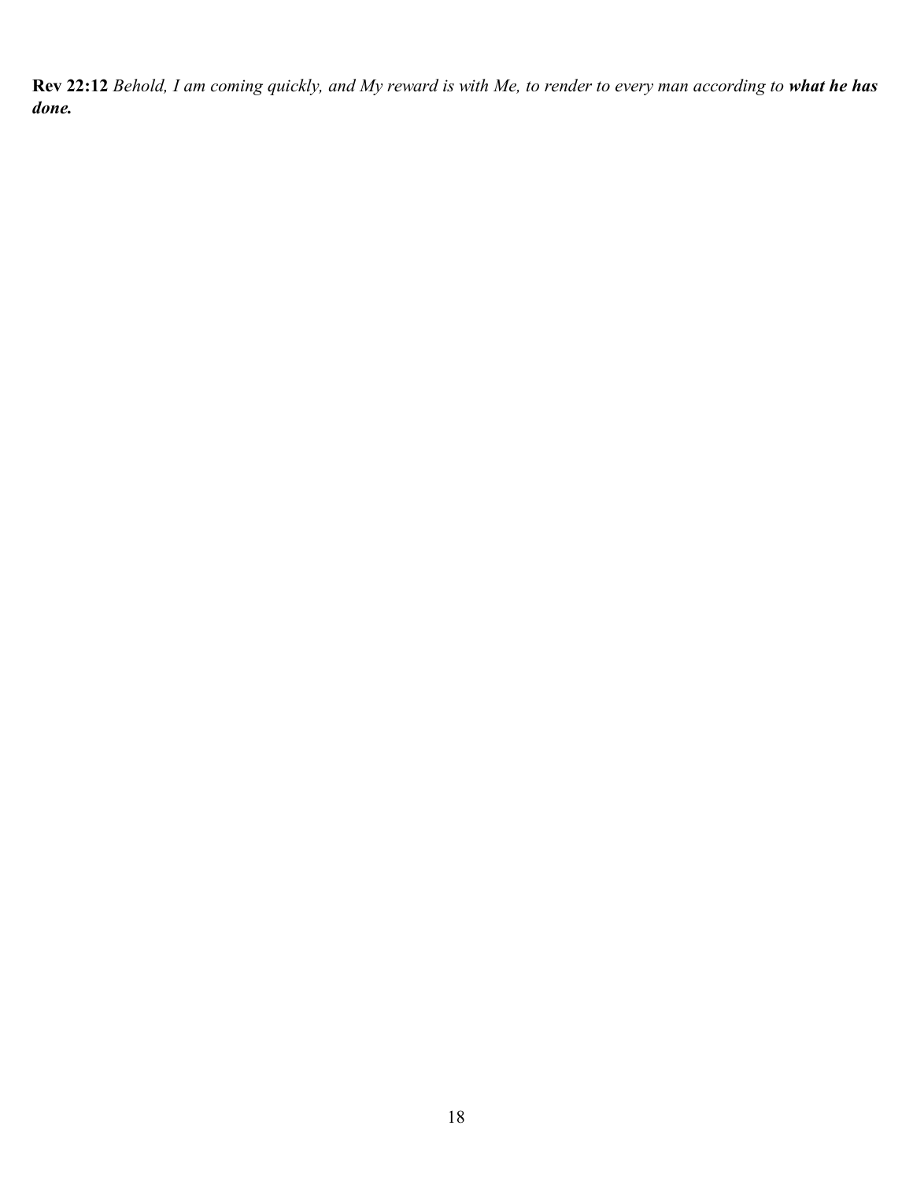**Rev 22:12** *Behold, I am coming quickly, and My reward is with Me, to render to every man according to* ***what he has done.***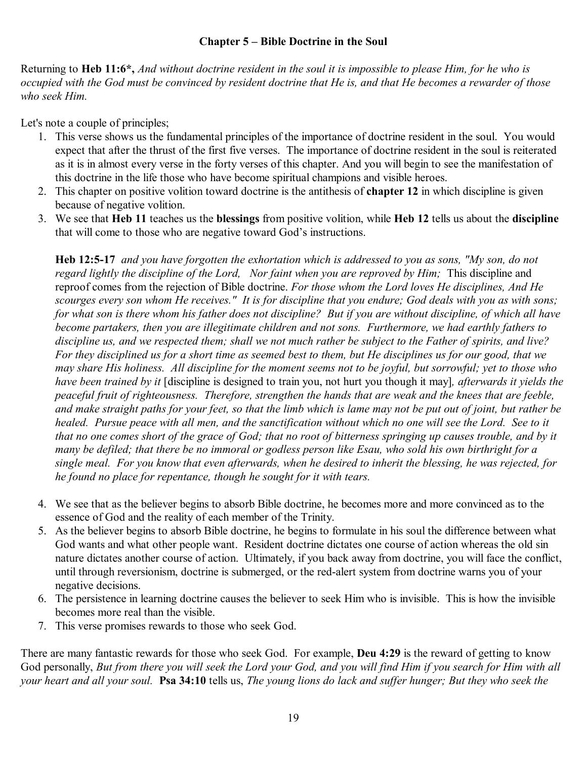### Chapter 5 – Bible Doctrine in the Soul

Returning to **Heb 11:6*,** *And without doctrine resident in the soul it is impossible to please Him, for he who is occupied with the God must be convinced by resident doctrine that He is, and that He becomes a rewarder of those who seek Him.*

Let's note a couple of principles;

1. This verse shows us the fundamental principles of the importance of doctrine resident in the soul. You would expect that after the thrust of the first five verses. The importance of doctrine resident in the soul is reiterated as it is in almost every verse in the forty verses of this chapter. And you will begin to see the manifestation of this doctrine in the life those who have become spiritual champions and visible heroes.
2. This chapter on positive volition toward doctrine is the antithesis of **chapter 12** in which discipline is given because of negative volition.
3. We see that **Heb 11** teaches us the **blessings** from positive volition, while **Heb 12** tells us about the **discipline** that will come to those who are negative toward God's instructions.

   **Heb 12:5-17** *and you have forgotten the exhortation which is addressed to you as sons, "My son, do not regard lightly the discipline of the Lord, Nor faint when you are reproved by Him;* This discipline and reproof comes from the rejection of Bible doctrine. *For those whom the Lord loves He disciplines, And He scourges every son whom He receives." It is for discipline that you endure; God deals with you as with sons; for what son is there whom his father does not discipline? But if you are without discipline, of which all have become partakers, then you are illegitimate children and not sons. Furthermore, we had earthly fathers to discipline us, and we respected them; shall we not much rather be subject to the Father of spirits, and live? For they disciplined us for a short time as seemed best to them, but He disciplines us for our good, that we may share His holiness. All discipline for the moment seems not to be joyful, but sorrowful; yet to those who have been trained by it* [discipline is designed to train you, not hurt you though it may]*, afterwards it yields the peaceful fruit of righteousness. Therefore, strengthen the hands that are weak and the knees that are feeble, and make straight paths for your feet, so that the limb which is lame may not be put out of joint, but rather be healed. Pursue peace with all men, and the sanctification without which no one will see the Lord. See to it that no one comes short of the grace of God; that no root of bitterness springing up causes trouble, and by it many be defiled; that there be no immoral or godless person like Esau, who sold his own birthright for a single meal. For you know that even afterwards, when he desired to inherit the blessing, he was rejected, for he found no place for repentance, though he sought for it with tears.*

4. We see that as the believer begins to absorb Bible doctrine, he becomes more and more convinced as to the essence of God and the reality of each member of the Trinity.
5. As the believer begins to absorb Bible doctrine, he begins to formulate in his soul the difference between what God wants and what other people want. Resident doctrine dictates one course of action whereas the old sin nature dictates another course of action. Ultimately, if you back away from doctrine, you will face the conflict, until through reversionism, doctrine is submerged, or the red-alert system from doctrine warns you of your negative decisions.
6. The persistence in learning doctrine causes the believer to seek Him who is invisible. This is how the invisible becomes more real than the visible.
7. This verse promises rewards to those who seek God.

There are many fantastic rewards for those who seek God. For example, **Deu 4:29** is the reward of getting to know God personally, *But from there you will seek the Lord your God, and you will find Him if you search for Him with all your heart and all your soul.* **Psa 34:10** tells us, *The young lions do lack and suffer hunger; But they who seek the*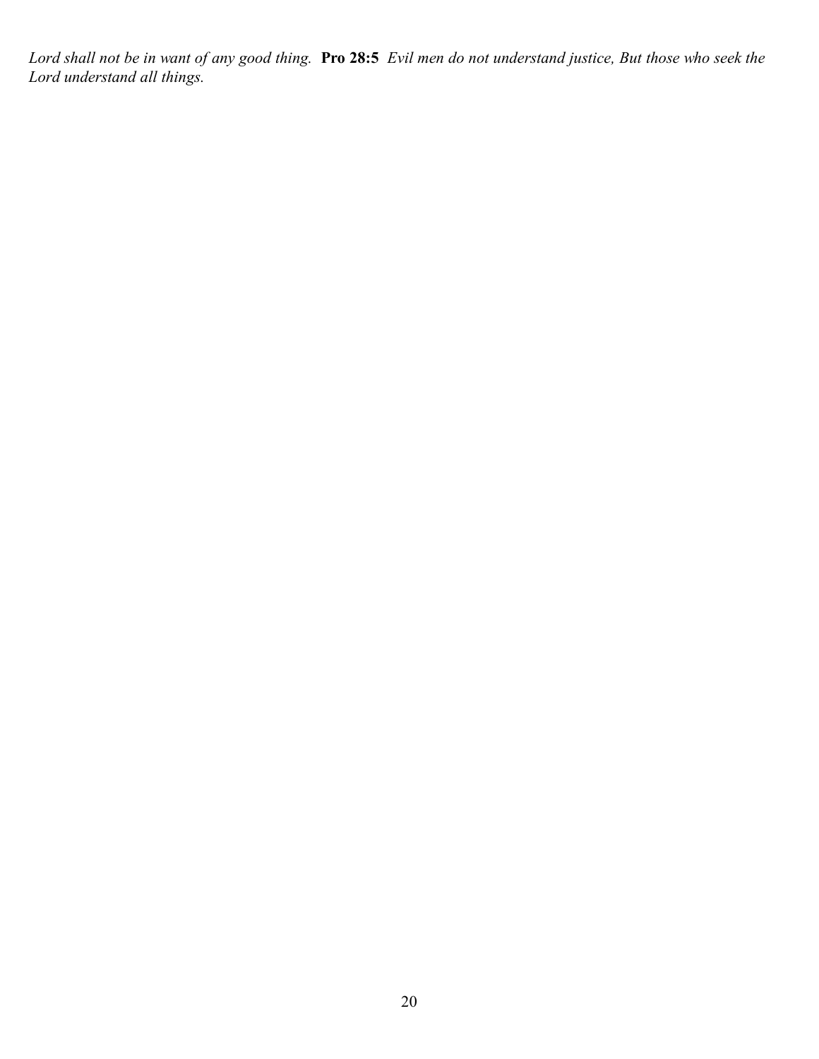*Lord shall not be in want of any good thing.* **Pro 28:5** *Evil men do not understand justice, But those who seek the Lord understand all things.*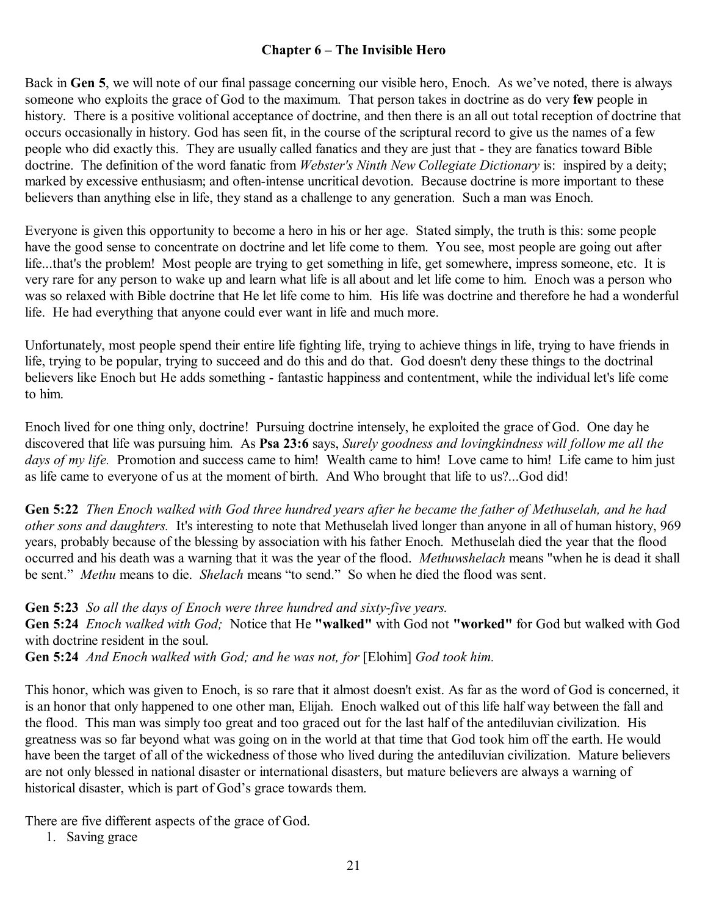## Chapter 6 – The Invisible Hero

Back in **Gen 5**, we will note of our final passage concerning our visible hero, Enoch. As we've noted, there is always someone who exploits the grace of God to the maximum. That person takes in doctrine as do very **few** people in history. There is a positive volitional acceptance of doctrine, and then there is an all out total reception of doctrine that occurs occasionally in history. God has seen fit, in the course of the scriptural record to give us the names of a few people who did exactly this. They are usually called fanatics and they are just that - they are fanatics toward Bible doctrine. The definition of the word fanatic from *Webster's Ninth New Collegiate Dictionary* is: inspired by a deity; marked by excessive enthusiasm; and often-intense uncritical devotion. Because doctrine is more important to these believers than anything else in life, they stand as a challenge to any generation. Such a man was Enoch.

Everyone is given this opportunity to become a hero in his or her age. Stated simply, the truth is this: some people have the good sense to concentrate on doctrine and let life come to them. You see, most people are going out after life...that's the problem! Most people are trying to get something in life, get somewhere, impress someone, etc. It is very rare for any person to wake up and learn what life is all about and let life come to him. Enoch was a person who was so relaxed with Bible doctrine that He let life come to him. His life was doctrine and therefore he had a wonderful life. He had everything that anyone could ever want in life and much more.

Unfortunately, most people spend their entire life fighting life, trying to achieve things in life, trying to have friends in life, trying to be popular, trying to succeed and do this and do that. God doesn't deny these things to the doctrinal believers like Enoch but He adds something - fantastic happiness and contentment, while the individual let's life come to him.

Enoch lived for one thing only, doctrine! Pursuing doctrine intensely, he exploited the grace of God. One day he discovered that life was pursuing him. As **Psa 23:6** says, *Surely goodness and lovingkindness will follow me all the days of my life.* Promotion and success came to him! Wealth came to him! Love came to him! Life came to him just as life came to everyone of us at the moment of birth. And Who brought that life to us?...God did!

**Gen 5:22** *Then Enoch walked with God three hundred years after he became the father of Methuselah, and he had other sons and daughters.* It's interesting to note that Methuselah lived longer than anyone in all of human history, 969 years, probably because of the blessing by association with his father Enoch. Methuselah died the year that the flood occurred and his death was a warning that it was the year of the flood. *Methuwshelach* means "when he is dead it shall be sent." *Methu* means to die. *Shelach* means "to send." So when he died the flood was sent.

**Gen 5:23** *So all the days of Enoch were three hundred and sixty-five years.*
**Gen 5:24** *Enoch walked with God;* Notice that He **"walked"** with God not **"worked"** for God but walked with God with doctrine resident in the soul.
**Gen 5:24** *And Enoch walked with God; and he was not, for* [Elohim] *God took him.*

This honor, which was given to Enoch, is so rare that it almost doesn't exist. As far as the word of God is concerned, it is an honor that only happened to one other man, Elijah. Enoch walked out of this life half way between the fall and the flood. This man was simply too great and too graced out for the last half of the antediluvian civilization. His greatness was so far beyond what was going on in the world at that time that God took him off the earth. He would have been the target of all of the wickedness of those who lived during the antediluvian civilization. Mature believers are not only blessed in national disaster or international disasters, but mature believers are always a warning of historical disaster, which is part of God's grace towards them.

There are five different aspects of the grace of God.

1. Saving grace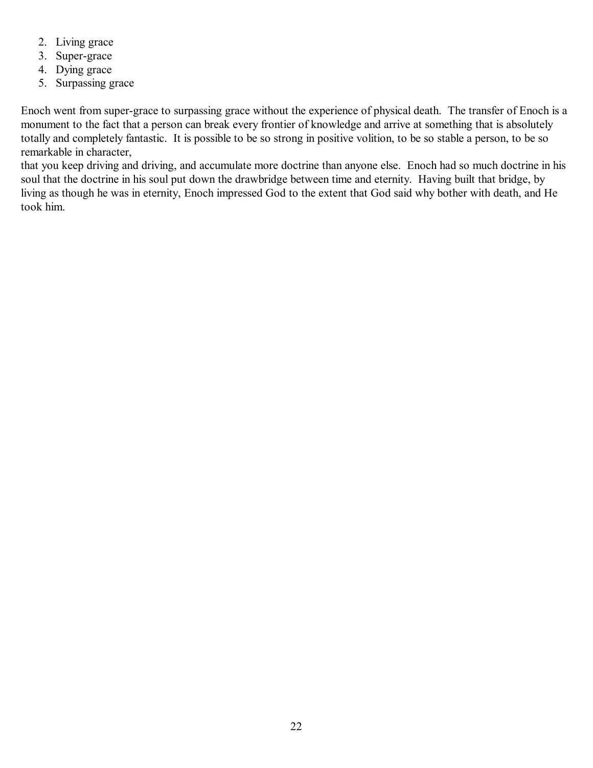2. Living grace
3. Super-grace
4. Dying grace
5. Surpassing grace

Enoch went from super-grace to surpassing grace without the experience of physical death. The transfer of Enoch is a monument to the fact that a person can break every frontier of knowledge and arrive at something that is absolutely totally and completely fantastic. It is possible to be so strong in positive volition, to be so stable a person, to be so remarkable in character,
that you keep driving and driving, and accumulate more doctrine than anyone else. Enoch had so much doctrine in his soul that the doctrine in his soul put down the drawbridge between time and eternity. Having built that bridge, by living as though he was in eternity, Enoch impressed God to the extent that God said why bother with death, and He took him.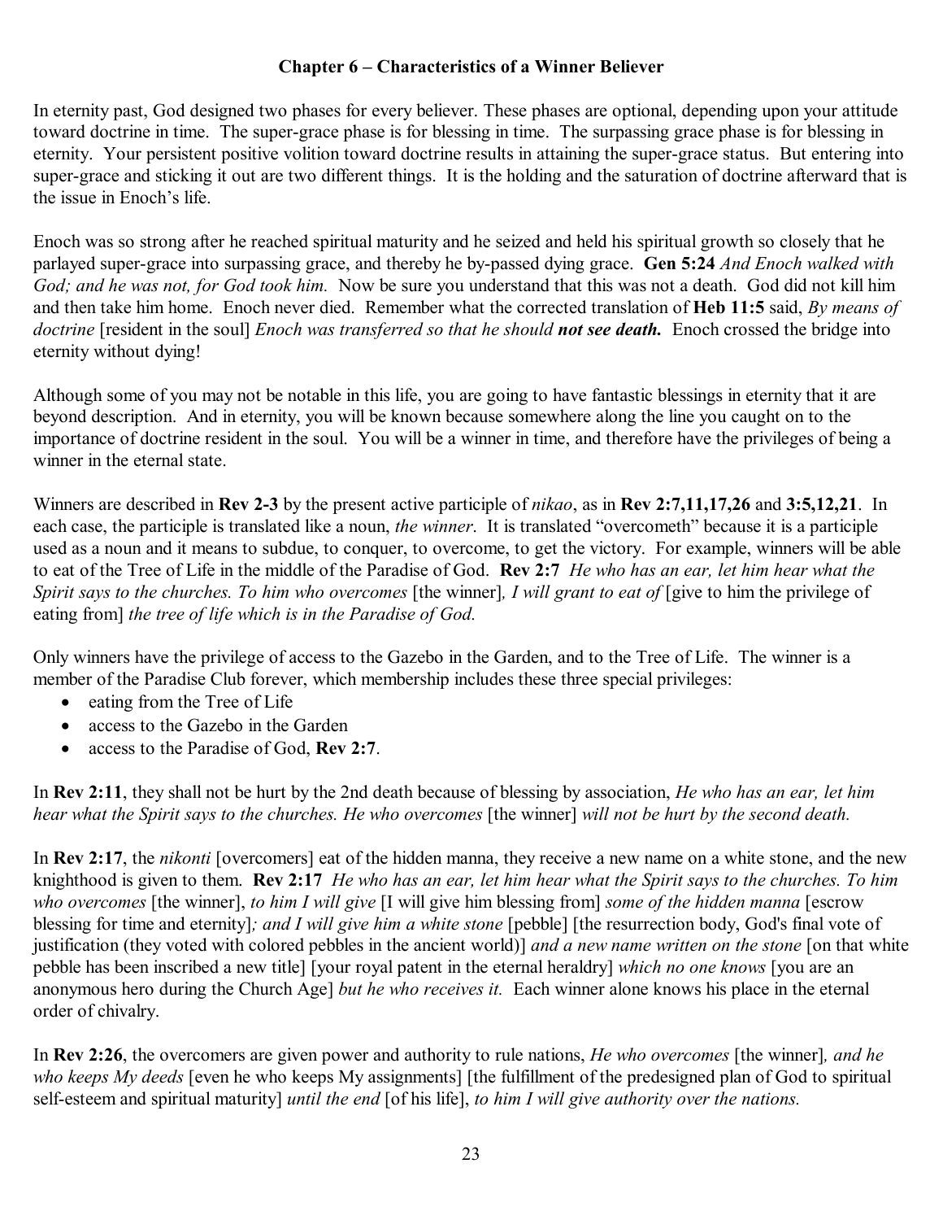# Chapter 6 – Characteristics of a Winner Believer

In eternity past, God designed two phases for every believer. These phases are optional, depending upon your attitude toward doctrine in time. The super-grace phase is for blessing in time. The surpassing grace phase is for blessing in eternity. Your persistent positive volition toward doctrine results in attaining the super-grace status. But entering into super-grace and sticking it out are two different things. It is the holding and the saturation of doctrine afterward that is the issue in Enoch's life.

Enoch was so strong after he reached spiritual maturity and he seized and held his spiritual growth so closely that he parlayed super-grace into surpassing grace, and thereby he by-passed dying grace. **Gen 5:24** *And Enoch walked with God; and he was not, for God took him.* Now be sure you understand that this was not a death. God did not kill him and then take him home. Enoch never died. Remember what the corrected translation of **Heb 11:5** said, *By means of doctrine* [resident in the soul] *Enoch was transferred so that he should **not see death.*** Enoch crossed the bridge into eternity without dying!

Although some of you may not be notable in this life, you are going to have fantastic blessings in eternity that it are beyond description. And in eternity, you will be known because somewhere along the line you caught on to the importance of doctrine resident in the soul. You will be a winner in time, and therefore have the privileges of being a winner in the eternal state.

Winners are described in **Rev 2-3** by the present active participle of *nikao*, as in **Rev 2:7,11,17,26** and **3:5,12,21**. In each case, the participle is translated like a noun, *the winner*. It is translated "overcometh" because it is a participle used as a noun and it means to subdue, to conquer, to overcome, to get the victory. For example, winners will be able to eat of the Tree of Life in the middle of the Paradise of God. **Rev 2:7** *He who has an ear, let him hear what the Spirit says to the churches. To him who overcomes* [the winner]*, I will grant to eat of* [give to him the privilege of eating from] *the tree of life which is in the Paradise of God.*

Only winners have the privilege of access to the Gazebo in the Garden, and to the Tree of Life. The winner is a member of the Paradise Club forever, which membership includes these three special privileges:

- eating from the Tree of Life
- access to the Gazebo in the Garden
- access to the Paradise of God, **Rev 2:7**.

In **Rev 2:11**, they shall not be hurt by the 2nd death because of blessing by association, *He who has an ear, let him hear what the Spirit says to the churches. He who overcomes* [the winner] *will not be hurt by the second death.*

In **Rev 2:17**, the *nikonti* [overcomers] eat of the hidden manna, they receive a new name on a white stone, and the new knighthood is given to them. **Rev 2:17** *He who has an ear, let him hear what the Spirit says to the churches. To him who overcomes* [the winner], *to him I will give* [I will give him blessing from] *some of the hidden manna* [escrow blessing for time and eternity]*; and I will give him a white stone* [pebble] [the resurrection body, God's final vote of justification (they voted with colored pebbles in the ancient world)] *and a new name written on the stone* [on that white pebble has been inscribed a new title] [your royal patent in the eternal heraldry] *which no one knows* [you are an anonymous hero during the Church Age] *but he who receives it.* Each winner alone knows his place in the eternal order of chivalry.

In **Rev 2:26**, the overcomers are given power and authority to rule nations, *He who overcomes* [the winner]*, and he who keeps My deeds* [even he who keeps My assignments] [the fulfillment of the predesigned plan of God to spiritual self-esteem and spiritual maturity] *until the end* [of his life], *to him I will give authority over the nations.*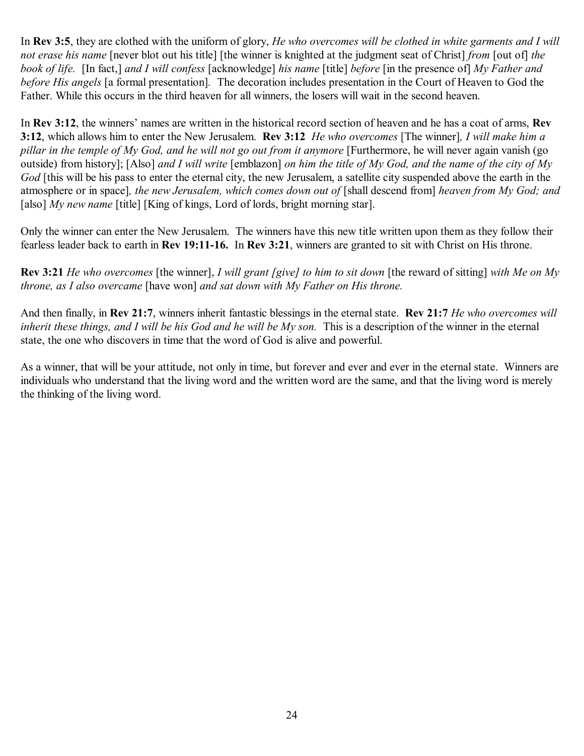In **Rev 3:5**, they are clothed with the uniform of glory, *He who overcomes will be clothed in white garments and I will not erase his name* [never blot out his title] [the winner is knighted at the judgment seat of Christ] *from* [out of] *the book of life.* [In fact,] *and I will confess* [acknowledge] *his name* [title] *before* [in the presence of] *My Father and before His angels* [a formal presentation]. The decoration includes presentation in the Court of Heaven to God the Father. While this occurs in the third heaven for all winners, the losers will wait in the second heaven.

In **Rev 3:12**, the winners' names are written in the historical record section of heaven and he has a coat of arms, **Rev 3:12**, which allows him to enter the New Jerusalem. **Rev 3:12** *He who overcomes* [The winner]*, I will make him a pillar in the temple of My God, and he will not go out from it anymore* [Furthermore, he will never again vanish (go outside) from history]; [Also] *and I will write* [emblazon] *on him the title of My God, and the name of the city of My God* [this will be his pass to enter the eternal city, the new Jerusalem, a satellite city suspended above the earth in the atmosphere or in space]*, the new Jerusalem, which comes down out of* [shall descend from] *heaven from My God; and* [also] *My new name* [title] [King of kings, Lord of lords, bright morning star].

Only the winner can enter the New Jerusalem. The winners have this new title written upon them as they follow their fearless leader back to earth in **Rev 19:11-16.** In **Rev 3:21**, winners are granted to sit with Christ on His throne.

**Rev 3:21** *He who overcomes* [the winner], *I will grant [give] to him to sit down* [the reward of sitting] *with Me on My throne, as I also overcame* [have won] *and sat down with My Father on His throne.*

And then finally, in **Rev 21:7**, winners inherit fantastic blessings in the eternal state. **Rev 21:7** *He who overcomes will inherit these things, and I will be his God and he will be My son.* This is a description of the winner in the eternal state, the one who discovers in time that the word of God is alive and powerful.

As a winner, that will be your attitude, not only in time, but forever and ever and ever in the eternal state. Winners are individuals who understand that the living word and the written word are the same, and that the living word is merely the thinking of the living word.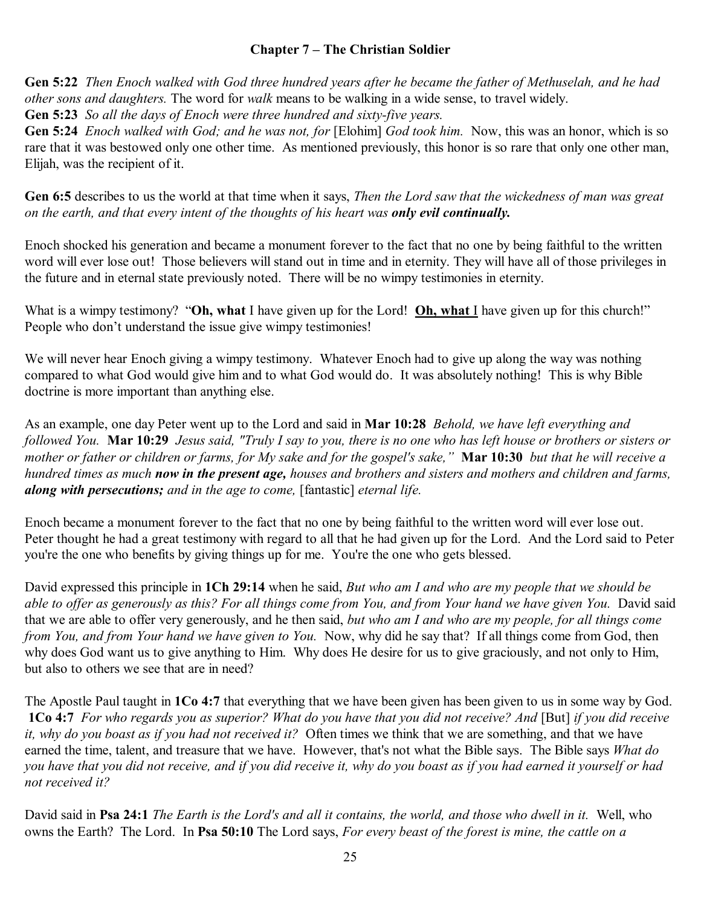**Chapter 7 – The Christian Soldier**

**Gen 5:22** *Then Enoch walked with God three hundred years after he became the father of Methuselah, and he had other sons and daughters.* The word for *walk* means to be walking in a wide sense, to travel widely.
**Gen 5:23** *So all the days of Enoch were three hundred and sixty-five years.*
**Gen 5:24** *Enoch walked with God; and he was not, for* [Elohim] *God took him.* Now, this was an honor, which is so rare that it was bestowed only one other time. As mentioned previously, this honor is so rare that only one other man, Elijah, was the recipient of it.

**Gen 6:5** describes to us the world at that time when it says, *Then the Lord saw that the wickedness of man was great on the earth, and that every intent of the thoughts of his heart was* ***only evil continually.***

Enoch shocked his generation and became a monument forever to the fact that no one by being faithful to the written word will ever lose out! Those believers will stand out in time and in eternity. They will have all of those privileges in the future and in eternal state previously noted. There will be no wimpy testimonies in eternity.

What is a wimpy testimony? "**Oh, what** I have given up for the Lord! **<u>Oh, what</u>** <u>I</u> have given up for this church!" People who don't understand the issue give wimpy testimonies!

We will never hear Enoch giving a wimpy testimony. Whatever Enoch had to give up along the way was nothing compared to what God would give him and to what God would do. It was absolutely nothing! This is why Bible doctrine is more important than anything else.

As an example, one day Peter went up to the Lord and said in **Mar 10:28** *Behold, we have left everything and followed You.* **Mar 10:29** *Jesus said, "Truly I say to you, there is no one who has left house or brothers or sisters or mother or father or children or farms, for My sake and for the gospel's sake,"* **Mar 10:30** *but that he will receive a hundred times as much* ***now in the present age,*** *houses and brothers and sisters and mothers and children and farms,* ***along with persecutions;*** *and in the age to come,* [fantastic] *eternal life.*

Enoch became a monument forever to the fact that no one by being faithful to the written word will ever lose out. Peter thought he had a great testimony with regard to all that he had given up for the Lord. And the Lord said to Peter you're the one who benefits by giving things up for me. You're the one who gets blessed.

David expressed this principle in **1Ch 29:14** when he said, *But who am I and who are my people that we should be able to offer as generously as this? For all things come from You, and from Your hand we have given You.* David said that we are able to offer very generously, and he then said, *but who am I and who are my people, for all things come from You, and from Your hand we have given to You.* Now, why did he say that? If all things come from God, then why does God want us to give anything to Him. Why does He desire for us to give graciously, and not only to Him, but also to others we see that are in need?

The Apostle Paul taught in **1Co 4:7** that everything that we have been given has been given to us in some way by God. **1Co 4:7** *For who regards you as superior? What do you have that you did not receive? And* [But] *if you did receive it, why do you boast as if you had not received it?* Often times we think that we are something, and that we have earned the time, talent, and treasure that we have. However, that's not what the Bible says. The Bible says *What do you have that you did not receive, and if you did receive it, why do you boast as if you had earned it yourself or had not received it?*

David said in **Psa 24:1** *The Earth is the Lord's and all it contains, the world, and those who dwell in it.* Well, who owns the Earth? The Lord. In **Psa 50:10** The Lord says, *For every beast of the forest is mine, the cattle on a*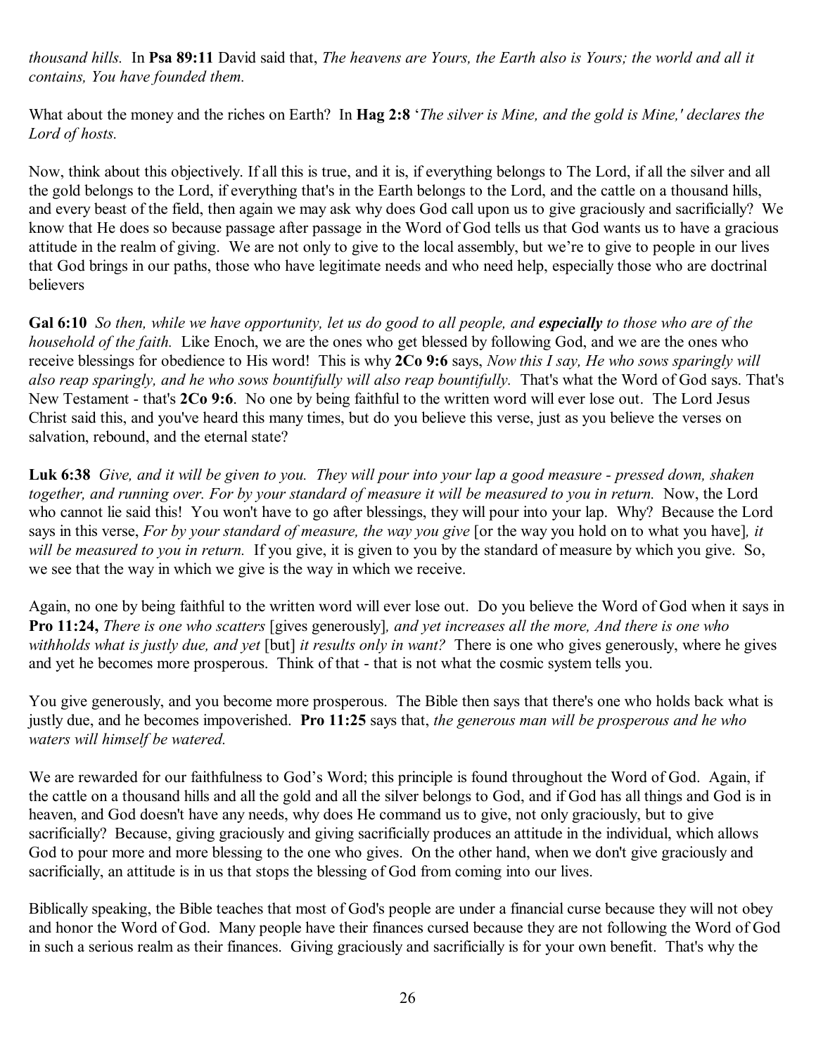*thousand hills.* In **Psa 89:11** David said that, *The heavens are Yours, the Earth also is Yours; the world and all it contains, You have founded them.*

What about the money and the riches on Earth? In **Hag 2:8** '*The silver is Mine, and the gold is Mine,' declares the Lord of hosts.*

Now, think about this objectively. If all this is true, and it is, if everything belongs to The Lord, if all the silver and all the gold belongs to the Lord, if everything that's in the Earth belongs to the Lord, and the cattle on a thousand hills, and every beast of the field, then again we may ask why does God call upon us to give graciously and sacrificially? We know that He does so because passage after passage in the Word of God tells us that God wants us to have a gracious attitude in the realm of giving. We are not only to give to the local assembly, but we're to give to people in our lives that God brings in our paths, those who have legitimate needs and who need help, especially those who are doctrinal believers

**Gal 6:10** *So then, while we have opportunity, let us do good to all people, and* ***especially*** *to those who are of the household of the faith.* Like Enoch, we are the ones who get blessed by following God, and we are the ones who receive blessings for obedience to His word! This is why **2Co 9:6** says, *Now this I say, He who sows sparingly will also reap sparingly, and he who sows bountifully will also reap bountifully.* That's what the Word of God says. That's New Testament - that's **2Co 9:6**. No one by being faithful to the written word will ever lose out. The Lord Jesus Christ said this, and you've heard this many times, but do you believe this verse, just as you believe the verses on salvation, rebound, and the eternal state?

**Luk 6:38** *Give, and it will be given to you. They will pour into your lap a good measure - pressed down, shaken together, and running over. For by your standard of measure it will be measured to you in return.* Now, the Lord who cannot lie said this! You won't have to go after blessings, they will pour into your lap. Why? Because the Lord says in this verse, *For by your standard of measure, the way you give* [or the way you hold on to what you have]*, it will be measured to you in return.* If you give, it is given to you by the standard of measure by which you give. So, we see that the way in which we give is the way in which we receive.

Again, no one by being faithful to the written word will ever lose out. Do you believe the Word of God when it says in **Pro 11:24,** *There is one who scatters* [gives generously]*, and yet increases all the more, And there is one who withholds what is justly due, and yet* [but] *it results only in want?* There is one who gives generously, where he gives and yet he becomes more prosperous. Think of that - that is not what the cosmic system tells you.

You give generously, and you become more prosperous. The Bible then says that there's one who holds back what is justly due, and he becomes impoverished. **Pro 11:25** says that, *the generous man will be prosperous and he who waters will himself be watered.*

We are rewarded for our faithfulness to God's Word; this principle is found throughout the Word of God. Again, if the cattle on a thousand hills and all the gold and all the silver belongs to God, and if God has all things and God is in heaven, and God doesn't have any needs, why does He command us to give, not only graciously, but to give sacrificially? Because, giving graciously and giving sacrificially produces an attitude in the individual, which allows God to pour more and more blessing to the one who gives. On the other hand, when we don't give graciously and sacrificially, an attitude is in us that stops the blessing of God from coming into our lives.

Biblically speaking, the Bible teaches that most of God's people are under a financial curse because they will not obey and honor the Word of God. Many people have their finances cursed because they are not following the Word of God in such a serious realm as their finances. Giving graciously and sacrificially is for your own benefit. That's why the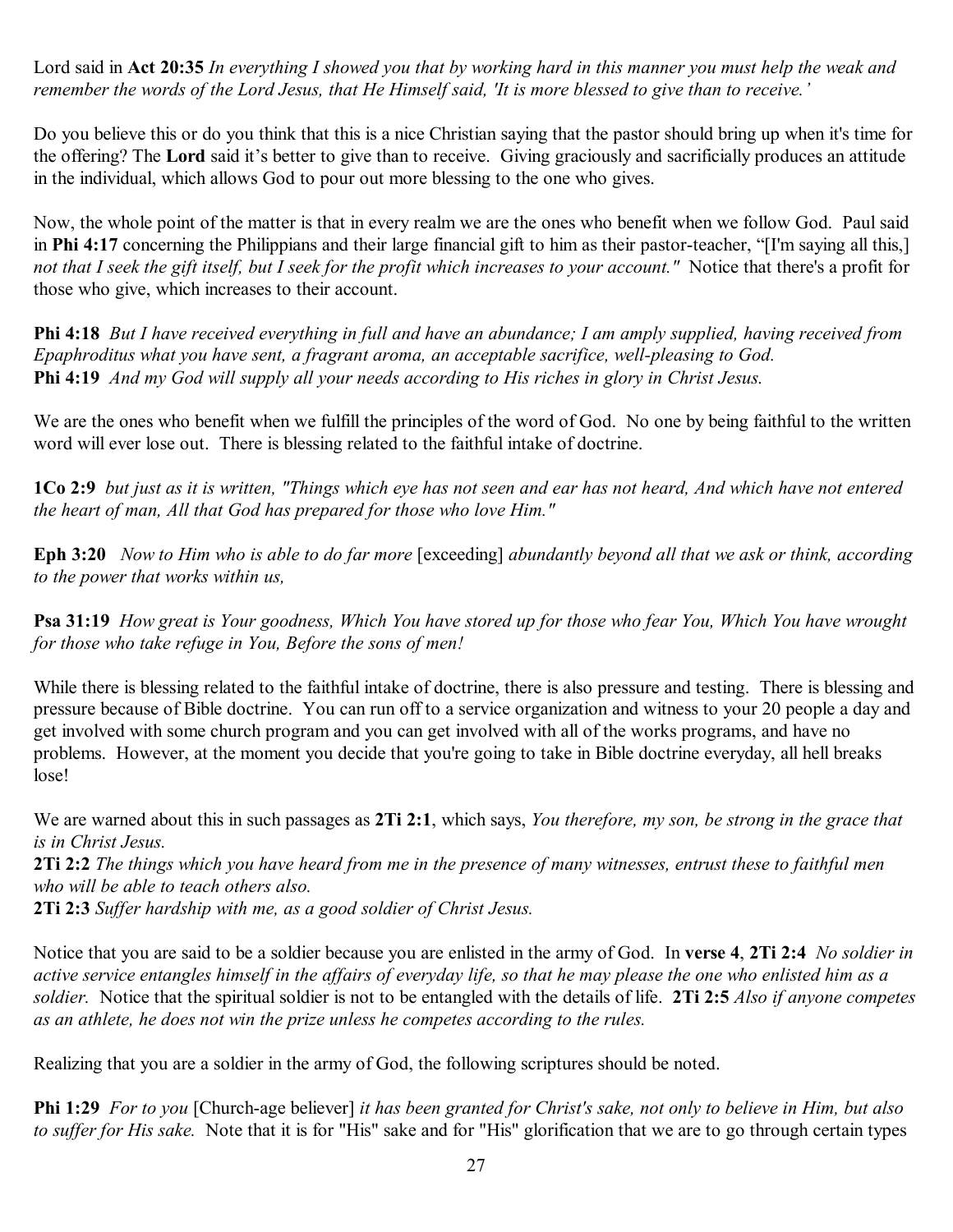Lord said in **Act 20:35** *In everything I showed you that by working hard in this manner you must help the weak and remember the words of the Lord Jesus, that He Himself said, 'It is more blessed to give than to receive.'*

Do you believe this or do you think that this is a nice Christian saying that the pastor should bring up when it's time for the offering? The **Lord** said it's better to give than to receive. Giving graciously and sacrificially produces an attitude in the individual, which allows God to pour out more blessing to the one who gives.

Now, the whole point of the matter is that in every realm we are the ones who benefit when we follow God. Paul said in **Phi 4:17** concerning the Philippians and their large financial gift to him as their pastor-teacher, "[I'm saying all this,] *not that I seek the gift itself, but I seek for the profit which increases to your account."* Notice that there's a profit for those who give, which increases to their account.

**Phi 4:18** *But I have received everything in full and have an abundance; I am amply supplied, having received from Epaphroditus what you have sent, a fragrant aroma, an acceptable sacrifice, well-pleasing to God.*
**Phi 4:19** *And my God will supply all your needs according to His riches in glory in Christ Jesus.*

We are the ones who benefit when we fulfill the principles of the word of God. No one by being faithful to the written word will ever lose out. There is blessing related to the faithful intake of doctrine.

**1Co 2:9** *but just as it is written, "Things which eye has not seen and ear has not heard, And which have not entered the heart of man, All that God has prepared for those who love Him."*

**Eph 3:20** *Now to Him who is able to do far more* [exceeding] *abundantly beyond all that we ask or think, according to the power that works within us,*

**Psa 31:19** *How great is Your goodness, Which You have stored up for those who fear You, Which You have wrought for those who take refuge in You, Before the sons of men!*

While there is blessing related to the faithful intake of doctrine, there is also pressure and testing. There is blessing and pressure because of Bible doctrine. You can run off to a service organization and witness to your 20 people a day and get involved with some church program and you can get involved with all of the works programs, and have no problems. However, at the moment you decide that you're going to take in Bible doctrine everyday, all hell breaks lose!

We are warned about this in such passages as **2Ti 2:1**, which says, *You therefore, my son, be strong in the grace that is in Christ Jesus.*
**2Ti 2:2** *The things which you have heard from me in the presence of many witnesses, entrust these to faithful men who will be able to teach others also.*
**2Ti 2:3** *Suffer hardship with me, as a good soldier of Christ Jesus.*

Notice that you are said to be a soldier because you are enlisted in the army of God. In **verse 4**, **2Ti 2:4** *No soldier in active service entangles himself in the affairs of everyday life, so that he may please the one who enlisted him as a soldier.* Notice that the spiritual soldier is not to be entangled with the details of life. **2Ti 2:5** *Also if anyone competes as an athlete, he does not win the prize unless he competes according to the rules.*

Realizing that you are a soldier in the army of God, the following scriptures should be noted.

**Phi 1:29** *For to you* [Church-age believer] *it has been granted for Christ's sake, not only to believe in Him, but also to suffer for His sake.* Note that it is for "His" sake and for "His" glorification that we are to go through certain types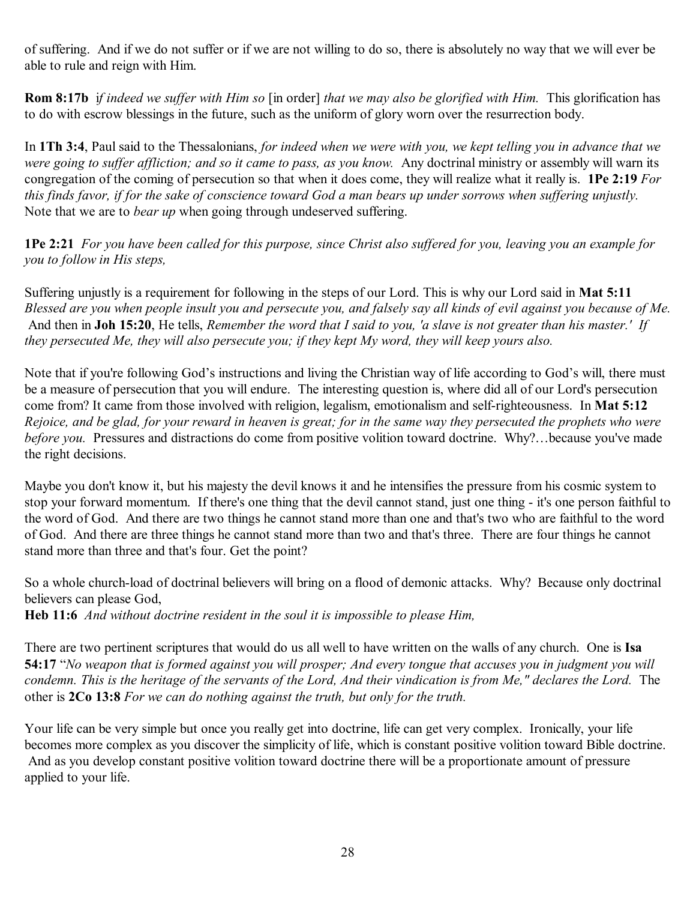of suffering. And if we do not suffer or if we are not willing to do so, there is absolutely no way that we will ever be able to rule and reign with Him.

**Rom 8:17b** *if indeed we suffer with Him so* [in order] *that we may also be glorified with Him.* This glorification has to do with escrow blessings in the future, such as the uniform of glory worn over the resurrection body.

In **1Th 3:4**, Paul said to the Thessalonians, *for indeed when we were with you, we kept telling you in advance that we were going to suffer affliction; and so it came to pass, as you know.* Any doctrinal ministry or assembly will warn its congregation of the coming of persecution so that when it does come, they will realize what it really is. **1Pe 2:19** *For this finds favor, if for the sake of conscience toward God a man bears up under sorrows when suffering unjustly.* Note that we are to *bear up* when going through undeserved suffering.

**1Pe 2:21** *For you have been called for this purpose, since Christ also suffered for you, leaving you an example for you to follow in His steps,*

Suffering unjustly is a requirement for following in the steps of our Lord. This is why our Lord said in **Mat 5:11** *Blessed are you when people insult you and persecute you, and falsely say all kinds of evil against you because of Me.* And then in **Joh 15:20**, He tells, *Remember the word that I said to you, 'a slave is not greater than his master.' If they persecuted Me, they will also persecute you; if they kept My word, they will keep yours also.*

Note that if you're following God's instructions and living the Christian way of life according to God's will, there must be a measure of persecution that you will endure. The interesting question is, where did all of our Lord's persecution come from? It came from those involved with religion, legalism, emotionalism and self-righteousness. In **Mat 5:12** *Rejoice, and be glad, for your reward in heaven is great; for in the same way they persecuted the prophets who were before you.* Pressures and distractions do come from positive volition toward doctrine. Why?…because you've made the right decisions.

Maybe you don't know it, but his majesty the devil knows it and he intensifies the pressure from his cosmic system to stop your forward momentum. If there's one thing that the devil cannot stand, just one thing - it's one person faithful to the word of God. And there are two things he cannot stand more than one and that's two who are faithful to the word of God. And there are three things he cannot stand more than two and that's three. There are four things he cannot stand more than three and that's four. Get the point?

So a whole church-load of doctrinal believers will bring on a flood of demonic attacks. Why? Because only doctrinal believers can please God,
**Heb 11:6** *And without doctrine resident in the soul it is impossible to please Him,*

There are two pertinent scriptures that would do us all well to have written on the walls of any church. One is **Isa 54:17** "*No weapon that is formed against you will prosper; And every tongue that accuses you in judgment you will condemn. This is the heritage of the servants of the Lord, And their vindication is from Me," declares the Lord.* The other is **2Co 13:8** *For we can do nothing against the truth, but only for the truth.*

Your life can be very simple but once you really get into doctrine, life can get very complex. Ironically, your life becomes more complex as you discover the simplicity of life, which is constant positive volition toward Bible doctrine. And as you develop constant positive volition toward doctrine there will be a proportionate amount of pressure applied to your life.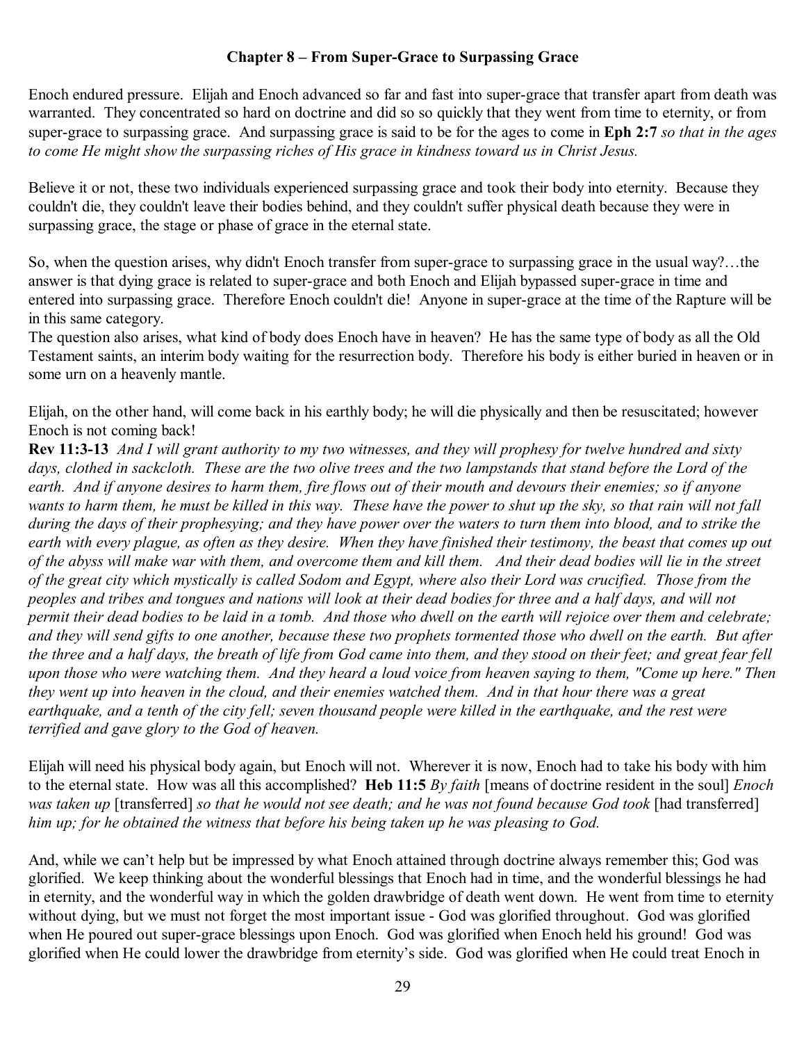### Chapter 8 – From Super-Grace to Surpassing Grace

Enoch endured pressure. Elijah and Enoch advanced so far and fast into super-grace that transfer apart from death was warranted. They concentrated so hard on doctrine and did so so quickly that they went from time to eternity, or from super-grace to surpassing grace. And surpassing grace is said to be for the ages to come in **Eph 2:7** *so that in the ages to come He might show the surpassing riches of His grace in kindness toward us in Christ Jesus.*

Believe it or not, these two individuals experienced surpassing grace and took their body into eternity. Because they couldn't die, they couldn't leave their bodies behind, and they couldn't suffer physical death because they were in surpassing grace, the stage or phase of grace in the eternal state.

So, when the question arises, why didn't Enoch transfer from super-grace to surpassing grace in the usual way?…the answer is that dying grace is related to super-grace and both Enoch and Elijah bypassed super-grace in time and entered into surpassing grace. Therefore Enoch couldn't die! Anyone in super-grace at the time of the Rapture will be in this same category.

The question also arises, what kind of body does Enoch have in heaven? He has the same type of body as all the Old Testament saints, an interim body waiting for the resurrection body. Therefore his body is either buried in heaven or in some urn on a heavenly mantle.

Elijah, on the other hand, will come back in his earthly body; he will die physically and then be resuscitated; however Enoch is not coming back!

**Rev 11:3-13** *And I will grant authority to my two witnesses, and they will prophesy for twelve hundred and sixty days, clothed in sackcloth. These are the two olive trees and the two lampstands that stand before the Lord of the earth. And if anyone desires to harm them, fire flows out of their mouth and devours their enemies; so if anyone wants to harm them, he must be killed in this way. These have the power to shut up the sky, so that rain will not fall during the days of their prophesying; and they have power over the waters to turn them into blood, and to strike the earth with every plague, as often as they desire. When they have finished their testimony, the beast that comes up out of the abyss will make war with them, and overcome them and kill them. And their dead bodies will lie in the street of the great city which mystically is called Sodom and Egypt, where also their Lord was crucified. Those from the peoples and tribes and tongues and nations will look at their dead bodies for three and a half days, and will not permit their dead bodies to be laid in a tomb. And those who dwell on the earth will rejoice over them and celebrate; and they will send gifts to one another, because these two prophets tormented those who dwell on the earth. But after the three and a half days, the breath of life from God came into them, and they stood on their feet; and great fear fell upon those who were watching them. And they heard a loud voice from heaven saying to them, "Come up here." Then they went up into heaven in the cloud, and their enemies watched them. And in that hour there was a great earthquake, and a tenth of the city fell; seven thousand people were killed in the earthquake, and the rest were terrified and gave glory to the God of heaven.*

Elijah will need his physical body again, but Enoch will not. Wherever it is now, Enoch had to take his body with him to the eternal state. How was all this accomplished? **Heb 11:5** *By faith* [means of doctrine resident in the soul] *Enoch was taken up* [transferred] *so that he would not see death; and he was not found because God took* [had transferred] *him up; for he obtained the witness that before his being taken up he was pleasing to God.*

And, while we can't help but be impressed by what Enoch attained through doctrine always remember this; God was glorified. We keep thinking about the wonderful blessings that Enoch had in time, and the wonderful blessings he had in eternity, and the wonderful way in which the golden drawbridge of death went down. He went from time to eternity without dying, but we must not forget the most important issue - God was glorified throughout. God was glorified when He poured out super-grace blessings upon Enoch. God was glorified when Enoch held his ground! God was glorified when He could lower the drawbridge from eternity's side. God was glorified when He could treat Enoch in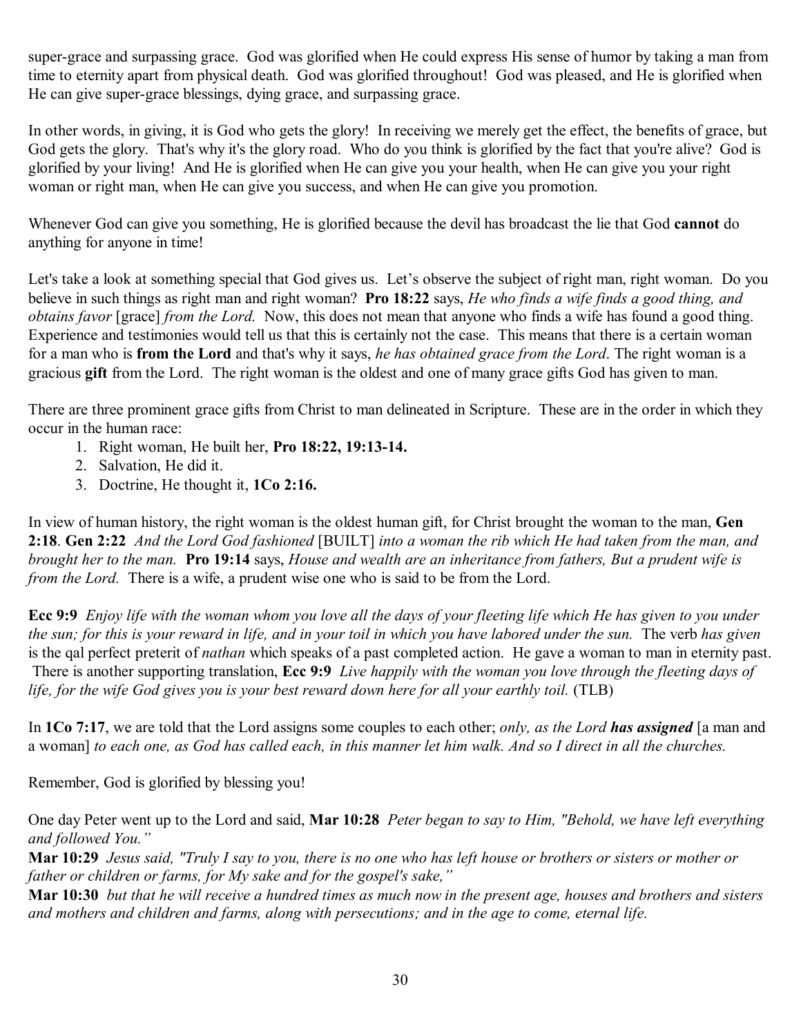super-grace and surpassing grace. God was glorified when He could express His sense of humor by taking a man from time to eternity apart from physical death. God was glorified throughout! God was pleased, and He is glorified when He can give super-grace blessings, dying grace, and surpassing grace.

In other words, in giving, it is God who gets the glory! In receiving we merely get the effect, the benefits of grace, but God gets the glory. That's why it's the glory road. Who do you think is glorified by the fact that you're alive? God is glorified by your living! And He is glorified when He can give you your health, when He can give you your right woman or right man, when He can give you success, and when He can give you promotion.

Whenever God can give you something, He is glorified because the devil has broadcast the lie that God **cannot** do anything for anyone in time!

Let's take a look at something special that God gives us. Let's observe the subject of right man, right woman. Do you believe in such things as right man and right woman? **Pro 18:22** says, *He who finds a wife finds a good thing, and obtains favor* [grace] *from the Lord.* Now, this does not mean that anyone who finds a wife has found a good thing. Experience and testimonies would tell us that this is certainly not the case. This means that there is a certain woman for a man who is **from the Lord** and that's why it says, *he has obtained grace from the Lord*. The right woman is a gracious **gift** from the Lord. The right woman is the oldest and one of many grace gifts God has given to man.

There are three prominent grace gifts from Christ to man delineated in Scripture. These are in the order in which they occur in the human race:

1. Right woman, He built her, **Pro 18:22, 19:13-14.**
2. Salvation, He did it.
3. Doctrine, He thought it, **1Co 2:16.**

In view of human history, the right woman is the oldest human gift, for Christ brought the woman to the man, **Gen 2:18**. **Gen 2:22** *And the Lord God fashioned* [BUILT] *into a woman the rib which He had taken from the man, and brought her to the man.* **Pro 19:14** says, *House and wealth are an inheritance from fathers, But a prudent wife is from the Lord.* There is a wife, a prudent wise one who is said to be from the Lord.

**Ecc 9:9** *Enjoy life with the woman whom you love all the days of your fleeting life which He has given to you under the sun; for this is your reward in life, and in your toil in which you have labored under the sun.* The verb *has given* is the qal perfect preterit of *nathan* which speaks of a past completed action. He gave a woman to man in eternity past. There is another supporting translation, **Ecc 9:9** *Live happily with the woman you love through the fleeting days of life, for the wife God gives you is your best reward down here for all your earthly toil.* (TLB)

In **1Co 7:17**, we are told that the Lord assigns some couples to each other; *only, as the Lord **has assigned*** [a man and a woman] *to each one, as God has called each, in this manner let him walk. And so I direct in all the churches.*

Remember, God is glorified by blessing you!

One day Peter went up to the Lord and said, **Mar 10:28** *Peter began to say to Him, "Behold, we have left everything and followed You."*

**Mar 10:29** *Jesus said, "Truly I say to you, there is no one who has left house or brothers or sisters or mother or father or children or farms, for My sake and for the gospel's sake,"*

**Mar 10:30** *but that he will receive a hundred times as much now in the present age, houses and brothers and sisters and mothers and children and farms, along with persecutions; and in the age to come, eternal life.*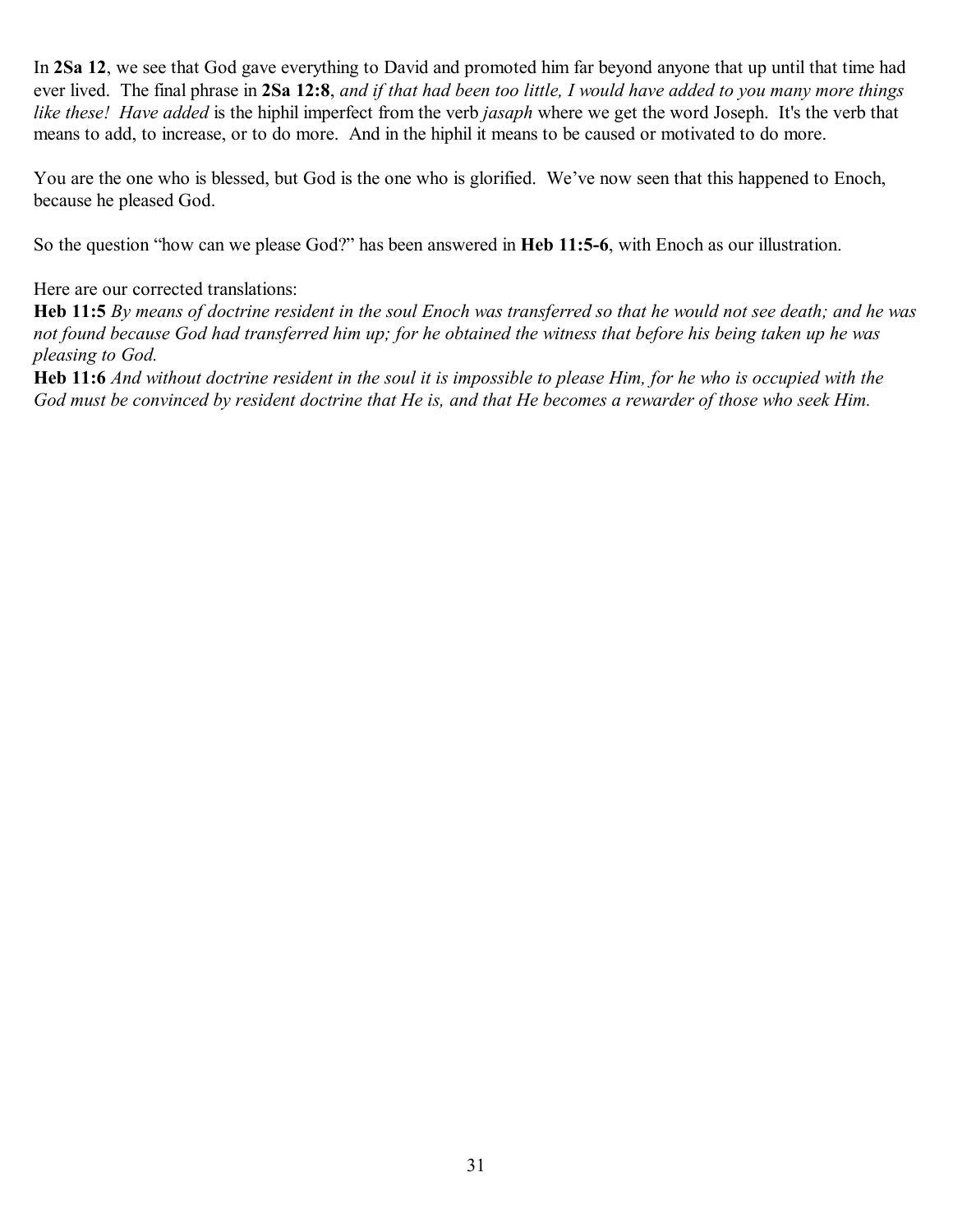In **2Sa 12**, we see that God gave everything to David and promoted him far beyond anyone that up until that time had ever lived. The final phrase in **2Sa 12:8**, *and if that had been too little, I would have added to you many more things like these! Have added* is the hiphil imperfect from the verb *jasaph* where we get the word Joseph. It's the verb that means to add, to increase, or to do more. And in the hiphil it means to be caused or motivated to do more.

You are the one who is blessed, but God is the one who is glorified. We've now seen that this happened to Enoch, because he pleased God.

So the question "how can we please God?" has been answered in **Heb 11:5-6**, with Enoch as our illustration.

Here are our corrected translations:
**Heb 11:5** *By means of doctrine resident in the soul Enoch was transferred so that he would not see death; and he was not found because God had transferred him up; for he obtained the witness that before his being taken up he was pleasing to God.*
**Heb 11:6** *And without doctrine resident in the soul it is impossible to please Him, for he who is occupied with the God must be convinced by resident doctrine that He is, and that He becomes a rewarder of those who seek Him.*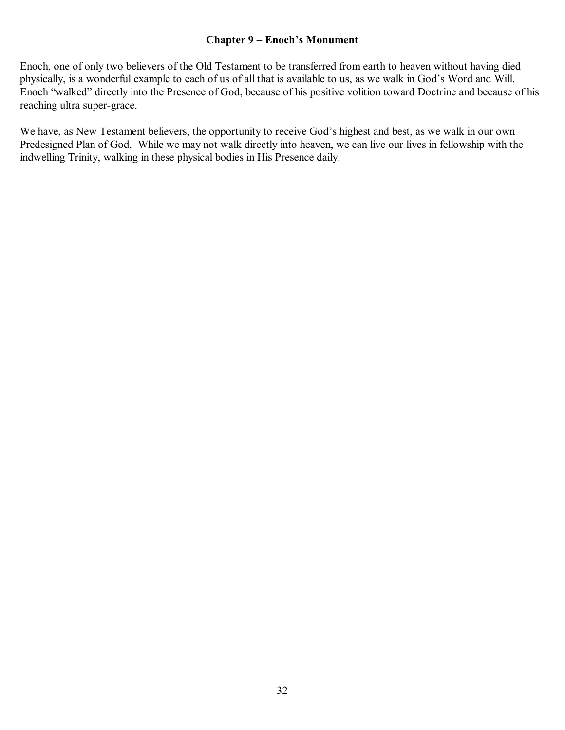## Chapter 9 – Enoch's Monument

Enoch, one of only two believers of the Old Testament to be transferred from earth to heaven without having died physically, is a wonderful example to each of us of all that is available to us, as we walk in God's Word and Will. Enoch "walked" directly into the Presence of God, because of his positive volition toward Doctrine and because of his reaching ultra super-grace.

We have, as New Testament believers, the opportunity to receive God's highest and best, as we walk in our own Predesigned Plan of God. While we may not walk directly into heaven, we can live our lives in fellowship with the indwelling Trinity, walking in these physical bodies in His Presence daily.